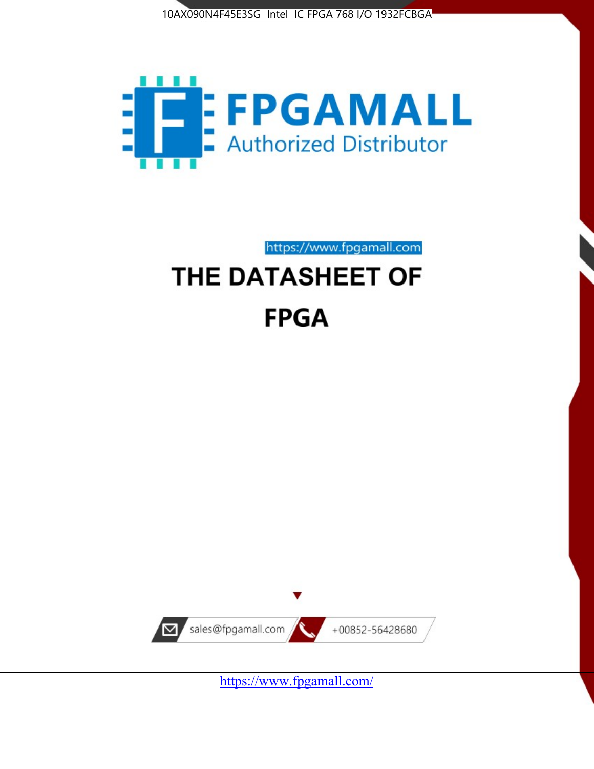10AX090N4F45E3SG Intel IC FPGA 768 I/O 1932FCBGA

FPGAMALL

Authorized Distributor

https://www.fpgamall.com

# THE DATASHEET OF

# FPGA

sales@fpgamall.com

+00852-56428680

https://www.fpgamall.com/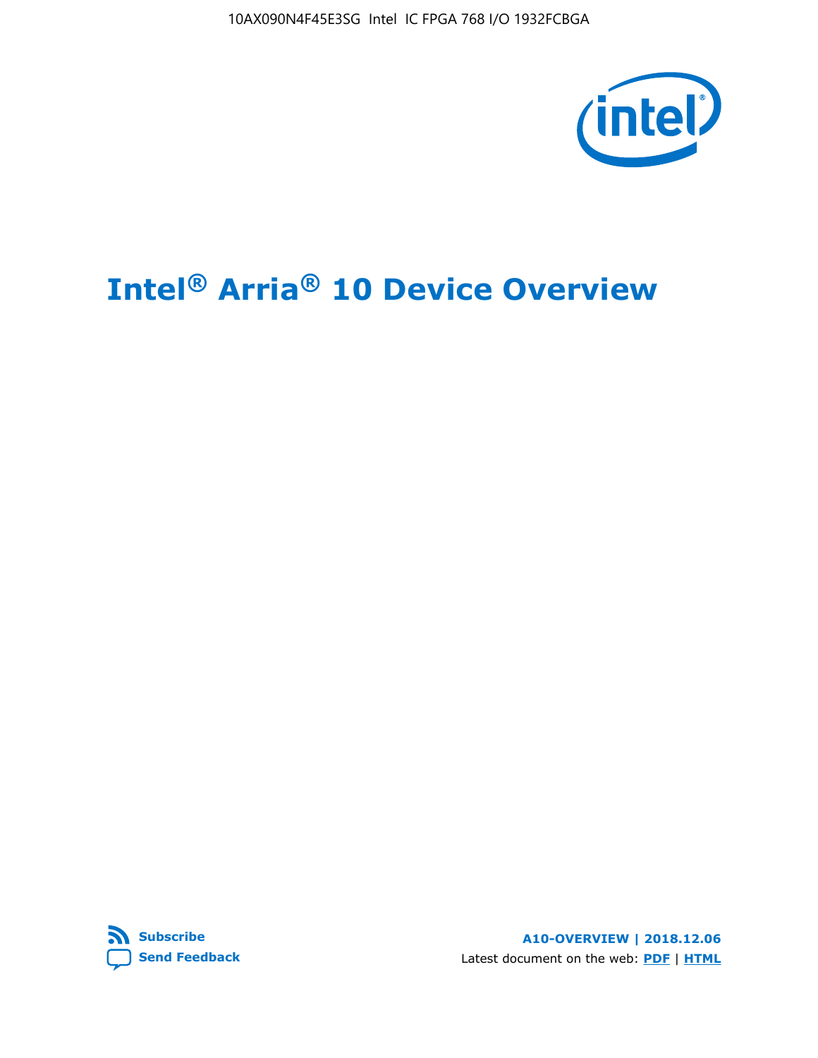# Intel® Arria® 10 Device Overview

A10-OVERVIEW | 2018.12.06

Subscribe

Send Feedback

Latest document on the web: **PDF** | **HTML**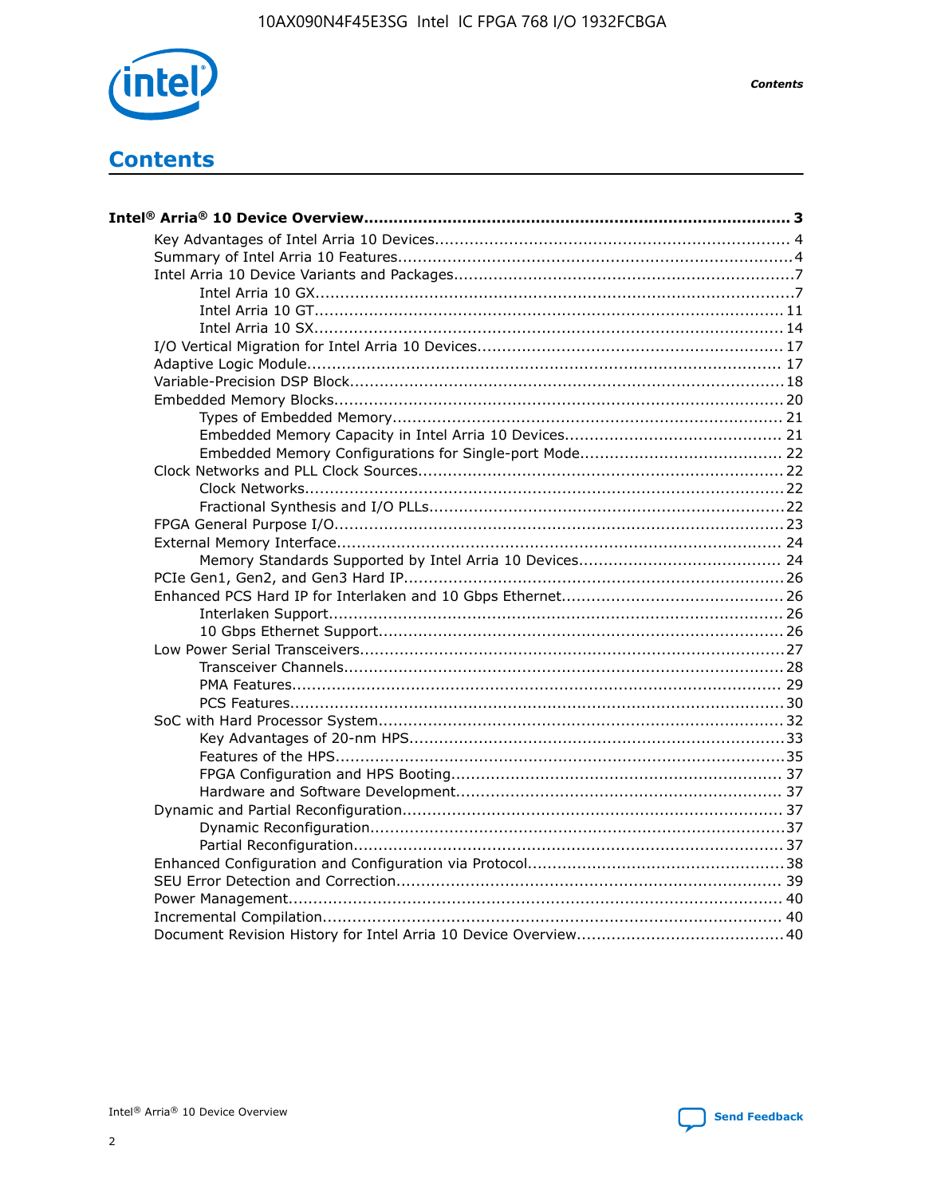# Contents

**Intel® Arria® 10 Device Overview**...................................................... 3

- Key Advantages of Intel Arria 10 Devices........................................................ 4
- Summary of Intel Arria 10 Features.................................................................. 4
- Intel Arria 10 Device Variants and Packages...................................................... 7
  - Intel Arria 10 GX.................................................................................. 7
  - Intel Arria 10 GT.................................................................................. 11
  - Intel Arria 10 SX.................................................................................. 14
- I/O Vertical Migration for Intel Arria 10 Devices.............................................. 17
- Adaptive Logic Module.................................................................................. 17
- Variable-Precision DSP Block.......................................................................... 18
- Embedded Memory Blocks............................................................................. 20
  - Types of Embedded Memory.................................................................. 21
  - Embedded Memory Capacity in Intel Arria 10 Devices............................... 21
  - Embedded Memory Configurations for Single-port Mode............................ 22
- Clock Networks and PLL Clock Sources........................................................... 22
  - Clock Networks................................................................................... 22
  - Fractional Synthesis and I/O PLLs.......................................................... 22
- FPGA General Purpose I/O............................................................................ 23
- External Memory Interface............................................................................ 24
  - Memory Standards Supported by Intel Arria 10 Devices............................ 24
- PCIe Gen1, Gen2, and Gen3 Hard IP............................................................... 26
- Enhanced PCS Hard IP for Interlaken and 10 Gbps Ethernet............................... 26
  - Interlaken Support............................................................................... 26
  - 10 Gbps Ethernet Support.................................................................... 26
- Low Power Serial Transceivers....................................................................... 27
  - Transceiver Channels........................................................................... 28
  - PMA Features...................................................................................... 29
  - PCS Features...................................................................................... 30
- SoC with Hard Processor System.................................................................... 32
  - Key Advantages of 20-nm HPS.............................................................. 33
  - Features of the HPS............................................................................. 35
  - FPGA Configuration and HPS Booting...................................................... 37
  - Hardware and Software Development..................................................... 37
- Dynamic and Partial Reconfiguration.............................................................. 37
  - Dynamic Reconfiguration...................................................................... 37
  - Partial Reconfiguration......................................................................... 37
- Enhanced Configuration and Configuration via Protocol...................................... 38
- SEU Error Detection and Correction................................................................ 39
- Power Management...................................................................................... 40
- Incremental Compilation............................................................................... 40
- Document Revision History for Intel Arria 10 Device Overview............................ 40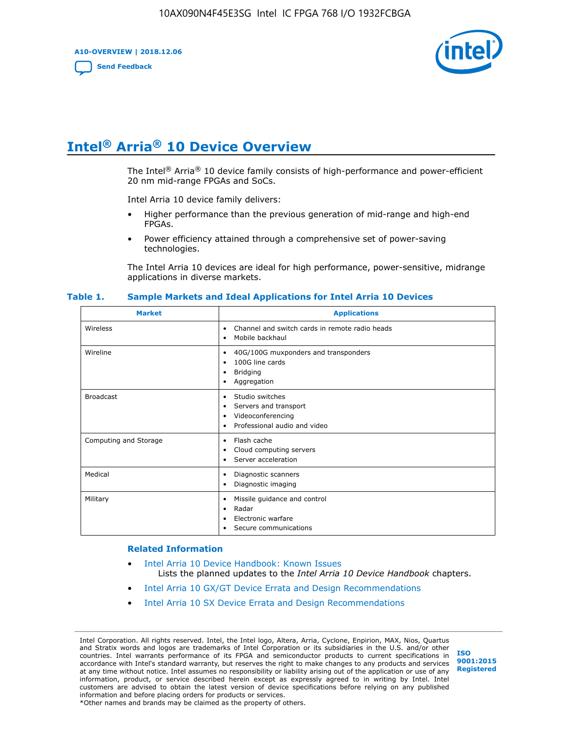# Intel® Arria® 10 Device Overview

The Intel® Arria® 10 device family consists of high-performance and power-efficient 20 nm mid-range FPGAs and SoCs.

Intel Arria 10 device family delivers:

- Higher performance than the previous generation of mid-range and high-end FPGAs.
- Power efficiency attained through a comprehensive set of power-saving technologies.

The Intel Arria 10 devices are ideal for high performance, power-sensitive, midrange applications in diverse markets.

**Table 1. Sample Markets and Ideal Applications for Intel Arria 10 Devices**

| Market | Applications |
|---|---|
| Wireless | • Channel and switch cards in remote radio heads<br>• Mobile backhaul |
| Wireline | • 40G/100G muxponders and transponders<br>• 100G line cards<br>• Bridging<br>• Aggregation |
| Broadcast | • Studio switches<br>• Servers and transport<br>• Videoconferencing<br>• Professional audio and video |
| Computing and Storage | • Flash cache<br>• Cloud computing servers<br>• Server acceleration |
| Medical | • Diagnostic scanners<br>• Diagnostic imaging |
| Military | • Missile guidance and control<br>• Radar<br>• Electronic warfare<br>• Secure communications |

### Related Information

- Intel Arria 10 Device Handbook: Known Issues
  Lists the planned updates to the *Intel Arria 10 Device Handbook* chapters.
- Intel Arria 10 GX/GT Device Errata and Design Recommendations
- Intel Arria 10 SX Device Errata and Design Recommendations

Intel Corporation. All rights reserved. Intel, the Intel logo, Altera, Arria, Cyclone, Enpirion, MAX, Nios, Quartus and Stratix words and logos are trademarks of Intel Corporation or its subsidiaries in the U.S. and/or other countries. Intel warrants performance of its FPGA and semiconductor products to current specifications in accordance with Intel's standard warranty, but reserves the right to make changes to any products and services at any time without notice. Intel assumes no responsibility or liability arising out of the application or use of any information, product, or service described herein except as expressly agreed to in writing by Intel. Intel customers are advised to obtain the latest version of device specifications before relying on any published information and before placing orders for products or services.
*Other names and brands may be claimed as the property of others.

ISO 9001:2015 Registered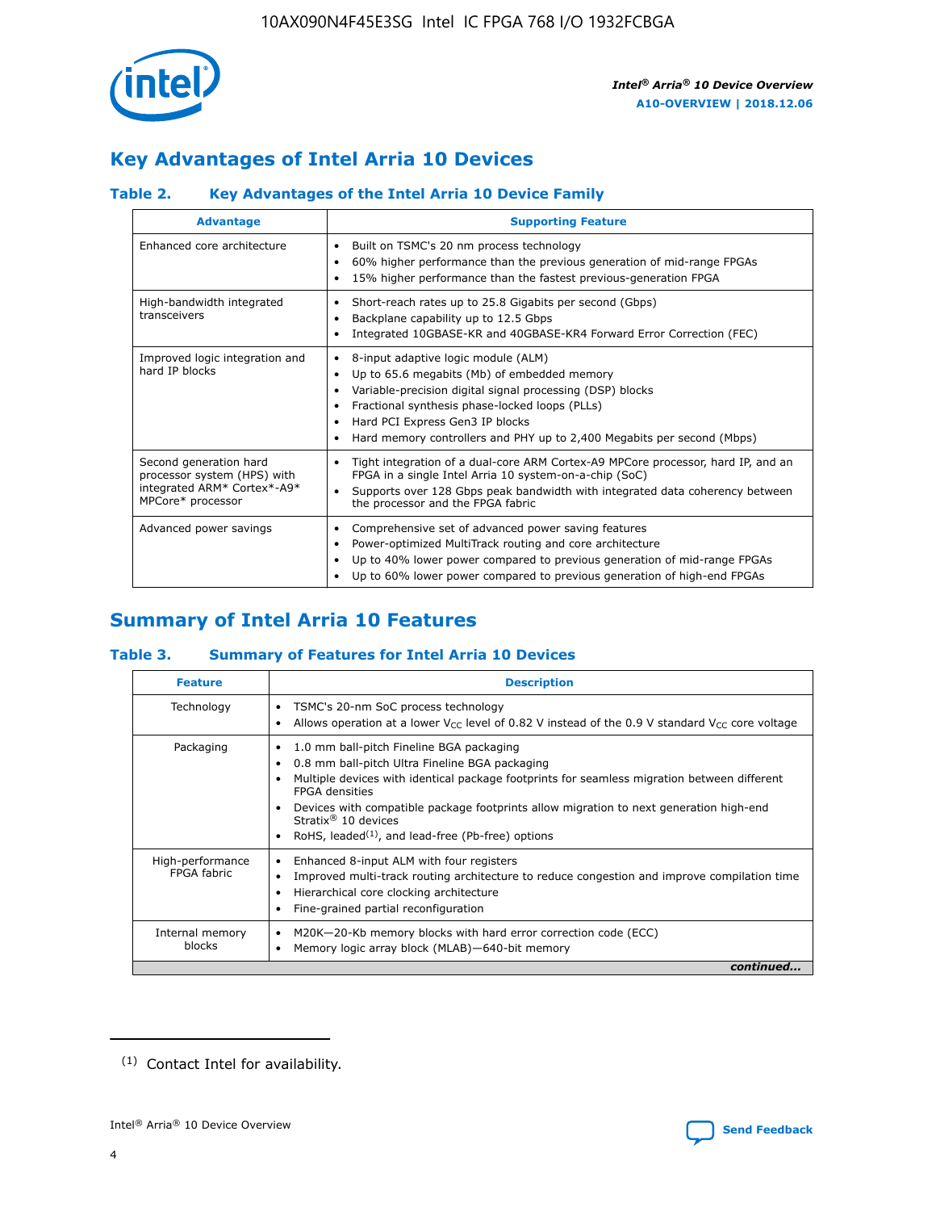## Key Advantages of Intel Arria 10 Devices

**Table 2. Key Advantages of the Intel Arria 10 Device Family**

| Advantage | Supporting Feature |
|---|---|
| Enhanced core architecture | • Built on TSMC's 20 nm process technology<br>• 60% higher performance than the previous generation of mid-range FPGAs<br>• 15% higher performance than the fastest previous-generation FPGA |
| High-bandwidth integrated transceivers | • Short-reach rates up to 25.8 Gigabits per second (Gbps)<br>• Backplane capability up to 12.5 Gbps<br>• Integrated 10GBASE-KR and 40GBASE-KR4 Forward Error Correction (FEC) |
| Improved logic integration and hard IP blocks | • 8-input adaptive logic module (ALM)<br>• Up to 65.6 megabits (Mb) of embedded memory<br>• Variable-precision digital signal processing (DSP) blocks<br>• Fractional synthesis phase-locked loops (PLLs)<br>• Hard PCI Express Gen3 IP blocks<br>• Hard memory controllers and PHY up to 2,400 Megabits per second (Mbps) |
| Second generation hard processor system (HPS) with integrated ARM* Cortex*-A9* MPCore* processor | • Tight integration of a dual-core ARM Cortex-A9 MPCore processor, hard IP, and an FPGA in a single Intel Arria 10 system-on-a-chip (SoC)<br>• Supports over 128 Gbps peak bandwidth with integrated data coherency between the processor and the FPGA fabric |
| Advanced power savings | • Comprehensive set of advanced power saving features<br>• Power-optimized MultiTrack routing and core architecture<br>• Up to 40% lower power compared to previous generation of mid-range FPGAs<br>• Up to 60% lower power compared to previous generation of high-end FPGAs |

## Summary of Intel Arria 10 Features

**Table 3. Summary of Features for Intel Arria 10 Devices**

| Feature | Description |
|---|---|
| Technology | • TSMC's 20-nm SoC process technology<br>• Allows operation at a lower $V_{CC}$ level of 0.82 V instead of the 0.9 V standard $V_{CC}$ core voltage |
| Packaging | • 1.0 mm ball-pitch Fineline BGA packaging<br>• 0.8 mm ball-pitch Ultra Fineline BGA packaging<br>• Multiple devices with identical package footprints for seamless migration between different FPGA densities<br>• Devices with compatible package footprints allow migration to next generation high-end Stratix® 10 devices<br>• RoHS, leaded[(1)], and lead-free (Pb-free) options |
| High-performance FPGA fabric | • Enhanced 8-input ALM with four registers<br>• Improved multi-track routing architecture to reduce congestion and improve compilation time<br>• Hierarchical core clocking architecture<br>• Fine-grained partial reconfiguration |
| Internal memory blocks | • M20K—20-Kb memory blocks with hard error correction code (ECC)<br>• Memory logic array block (MLAB)—640-bit memory |

*continued...*

(1) Contact Intel for availability.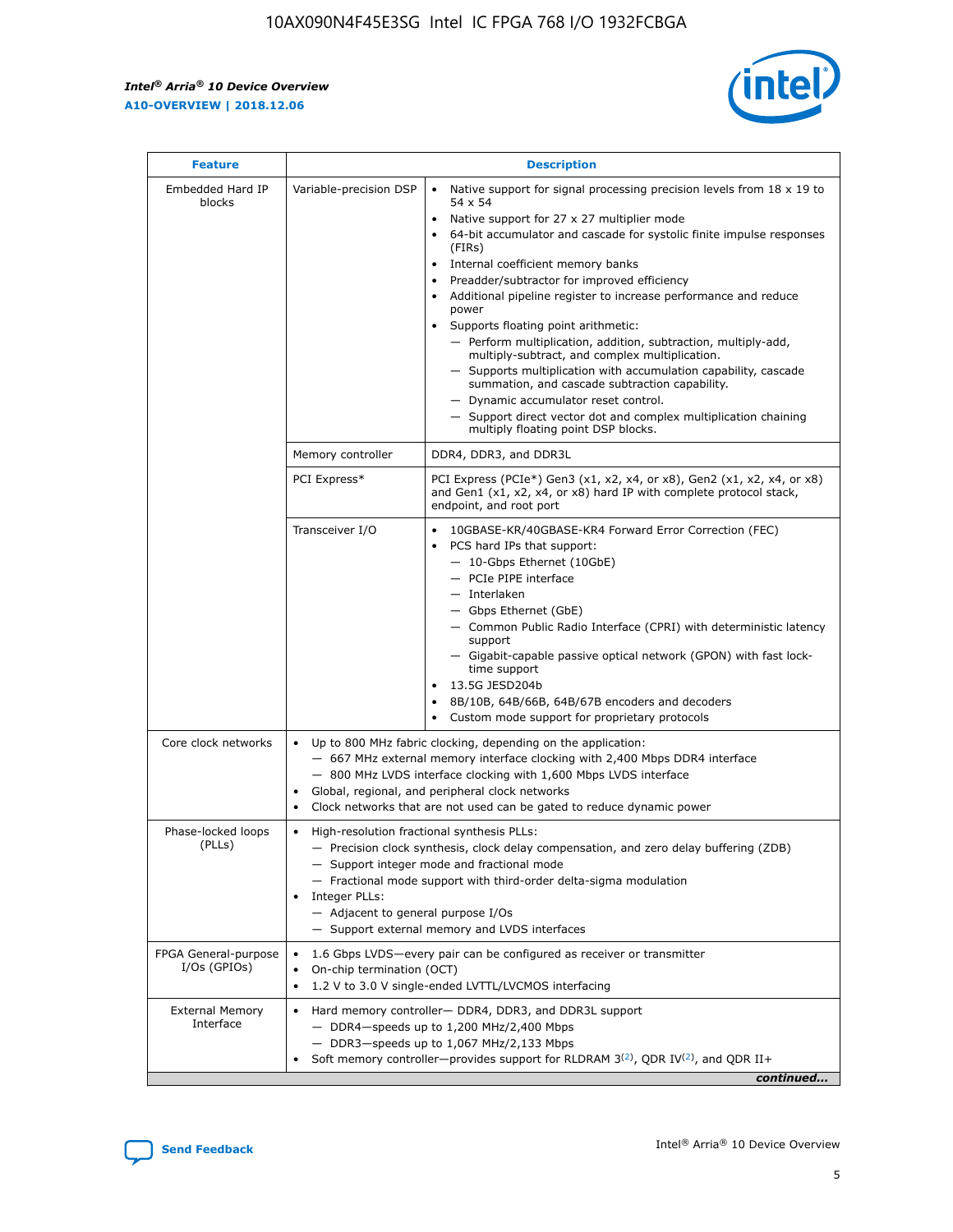| Feature | Description | |
|---|---|---|
| Embedded Hard IP blocks | Variable-precision DSP | • Native support for signal processing precision levels from 18 x 19 to 54 x 54<br>• Native support for 27 x 27 multiplier mode<br>• 64-bit accumulator and cascade for systolic finite impulse responses (FIRs)<br>• Internal coefficient memory banks<br>• Preadder/subtractor for improved efficiency<br>• Additional pipeline register to increase performance and reduce power<br>• Supports floating point arithmetic:<br>— Perform multiplication, addition, subtraction, multiply-add, multiply-subtract, and complex multiplication.<br>— Supports multiplication with accumulation capability, cascade summation, and cascade subtraction capability.<br>— Dynamic accumulator reset control.<br>— Support direct vector dot and complex multiplication chaining multiply floating point DSP blocks. |
| | Memory controller | DDR4, DDR3, and DDR3L |
| | PCI Express* | PCI Express (PCIe*) Gen3 (x1, x2, x4, or x8), Gen2 (x1, x2, x4, or x8) and Gen1 (x1, x2, x4, or x8) hard IP with complete protocol stack, endpoint, and root port |
| | Transceiver I/O | • 10GBASE-KR/40GBASE-KR4 Forward Error Correction (FEC)<br>• PCS hard IPs that support:<br>— 10-Gbps Ethernet (10GbE)<br>— PCIe PIPE interface<br>— Interlaken<br>— Gbps Ethernet (GbE)<br>— Common Public Radio Interface (CPRI) with deterministic latency support<br>— Gigabit-capable passive optical network (GPON) with fast lock-time support<br>• 13.5G JESD204b<br>• 8B/10B, 64B/66B, 64B/67B encoders and decoders<br>• Custom mode support for proprietary protocols |
| Core clock networks | • Up to 800 MHz fabric clocking, depending on the application:<br>— 667 MHz external memory interface clocking with 2,400 Mbps DDR4 interface<br>— 800 MHz LVDS interface clocking with 1,600 Mbps LVDS interface<br>• Global, regional, and peripheral clock networks<br>• Clock networks that are not used can be gated to reduce dynamic power | |
| Phase-locked loops (PLLs) | • High-resolution fractional synthesis PLLs:<br>— Precision clock synthesis, clock delay compensation, and zero delay buffering (ZDB)<br>— Support integer mode and fractional mode<br>— Fractional mode support with third-order delta-sigma modulation<br>• Integer PLLs:<br>— Adjacent to general purpose I/Os<br>— Support external memory and LVDS interfaces | |
| FPGA General-purpose I/Os (GPIOs) | • 1.6 Gbps LVDS—every pair can be configured as receiver or transmitter<br>• On-chip termination (OCT)<br>• 1.2 V to 3.0 V single-ended LVTTL/LVCMOS interfacing | |
| External Memory Interface | • Hard memory controller— DDR4, DDR3, and DDR3L support<br>— DDR4—speeds up to 1,200 MHz/2,400 Mbps<br>— DDR3—speeds up to 1,067 MHz/2,133 Mbps<br>• Soft memory controller—provides support for RLDRAM 3[(2)], QDR IV[(2)], and QDR II+ | |

*continued...*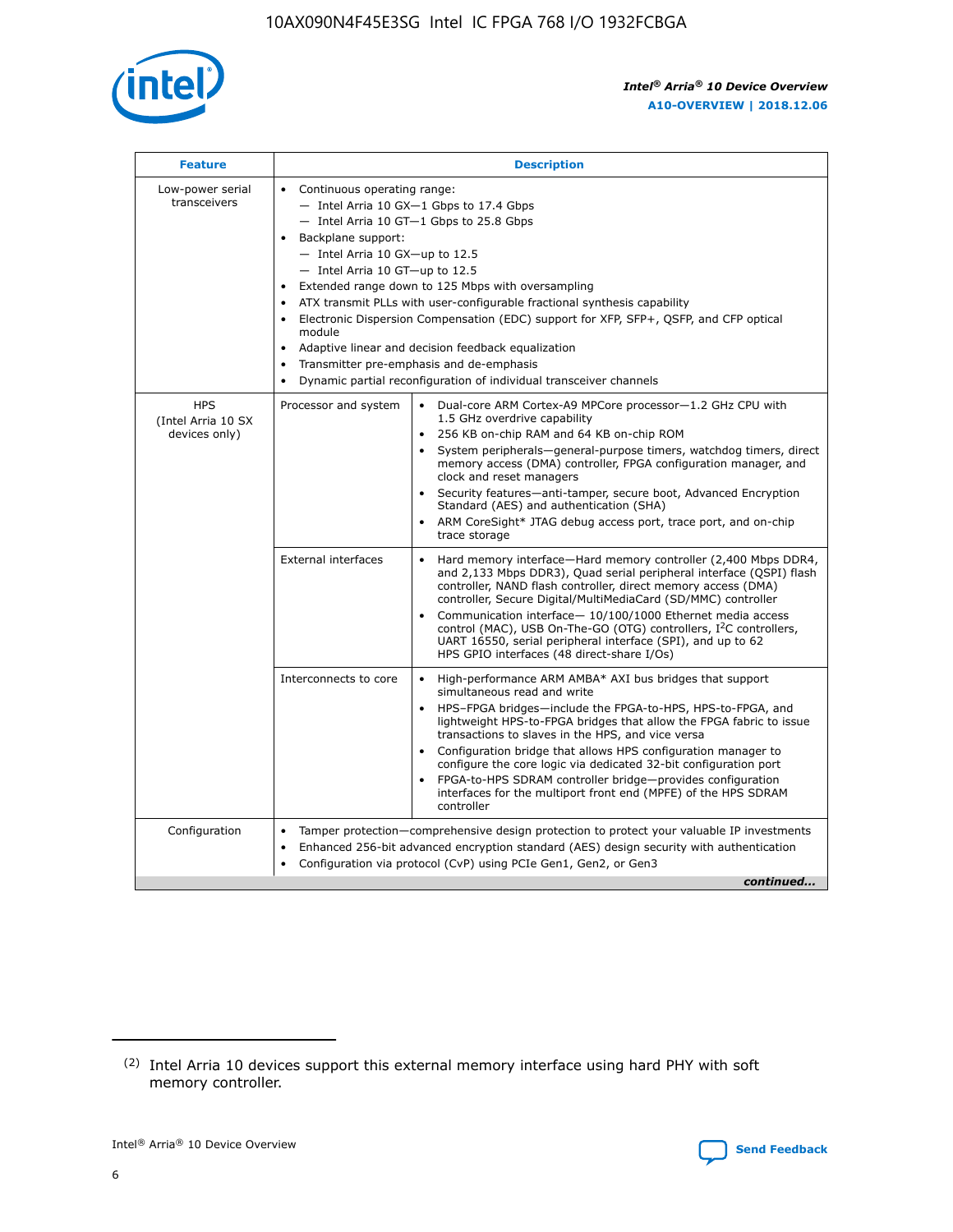| Feature | Description | |
|---|---|---|
| Low-power serial transceivers | • Continuous operating range:<br>— Intel Arria 10 GX—1 Gbps to 17.4 Gbps<br>— Intel Arria 10 GT—1 Gbps to 25.8 Gbps<br>• Backplane support:<br>— Intel Arria 10 GX—up to 12.5<br>— Intel Arria 10 GT—up to 12.5<br>• Extended range down to 125 Mbps with oversampling<br>• ATX transmit PLLs with user-configurable fractional synthesis capability<br>• Electronic Dispersion Compensation (EDC) support for XFP, SFP+, QSFP, and CFP optical module<br>• Adaptive linear and decision feedback equalization<br>• Transmitter pre-emphasis and de-emphasis<br>• Dynamic partial reconfiguration of individual transceiver channels | |
| HPS (Intel Arria 10 SX devices only) | Processor and system | • Dual-core ARM Cortex-A9 MPCore processor—1.2 GHz CPU with 1.5 GHz overdrive capability<br>• 256 KB on-chip RAM and 64 KB on-chip ROM<br>• System peripherals—general-purpose timers, watchdog timers, direct memory access (DMA) controller, FPGA configuration manager, and clock and reset managers<br>• Security features—anti-tamper, secure boot, Advanced Encryption Standard (AES) and authentication (SHA)<br>• ARM CoreSight* JTAG debug access port, trace port, and on-chip trace storage |
| | External interfaces | • Hard memory interface—Hard memory controller (2,400 Mbps DDR4, and 2,133 Mbps DDR3), Quad serial peripheral interface (QSPI) flash controller, NAND flash controller, direct memory access (DMA) controller, Secure Digital/MultiMediaCard (SD/MMC) controller<br>• Communication interface— 10/100/1000 Ethernet media access control (MAC), USB On-The-GO (OTG) controllers, I$^2$C controllers, UART 16550, serial peripheral interface (SPI), and up to 62 HPS GPIO interfaces (48 direct-share I/Os) |
| | Interconnects to core | • High-performance ARM AMBA* AXI bus bridges that support simultaneous read and write<br>• HPS–FPGA bridges—include the FPGA-to-HPS, HPS-to-FPGA, and lightweight HPS-to-FPGA bridges that allow the FPGA fabric to issue transactions to slaves in the HPS, and vice versa<br>• Configuration bridge that allows HPS configuration manager to configure the core logic via dedicated 32-bit configuration port<br>• FPGA-to-HPS SDRAM controller bridge—provides configuration interfaces for the multiport front end (MPFE) of the HPS SDRAM controller |
| Configuration | • Tamper protection—comprehensive design protection to protect your valuable IP investments<br>• Enhanced 256-bit advanced encryption standard (AES) design security with authentication<br>• Configuration via protocol (CvP) using PCIe Gen1, Gen2, or Gen3 | |

*continued...*

(2) Intel Arria 10 devices support this external memory interface using hard PHY with soft memory controller.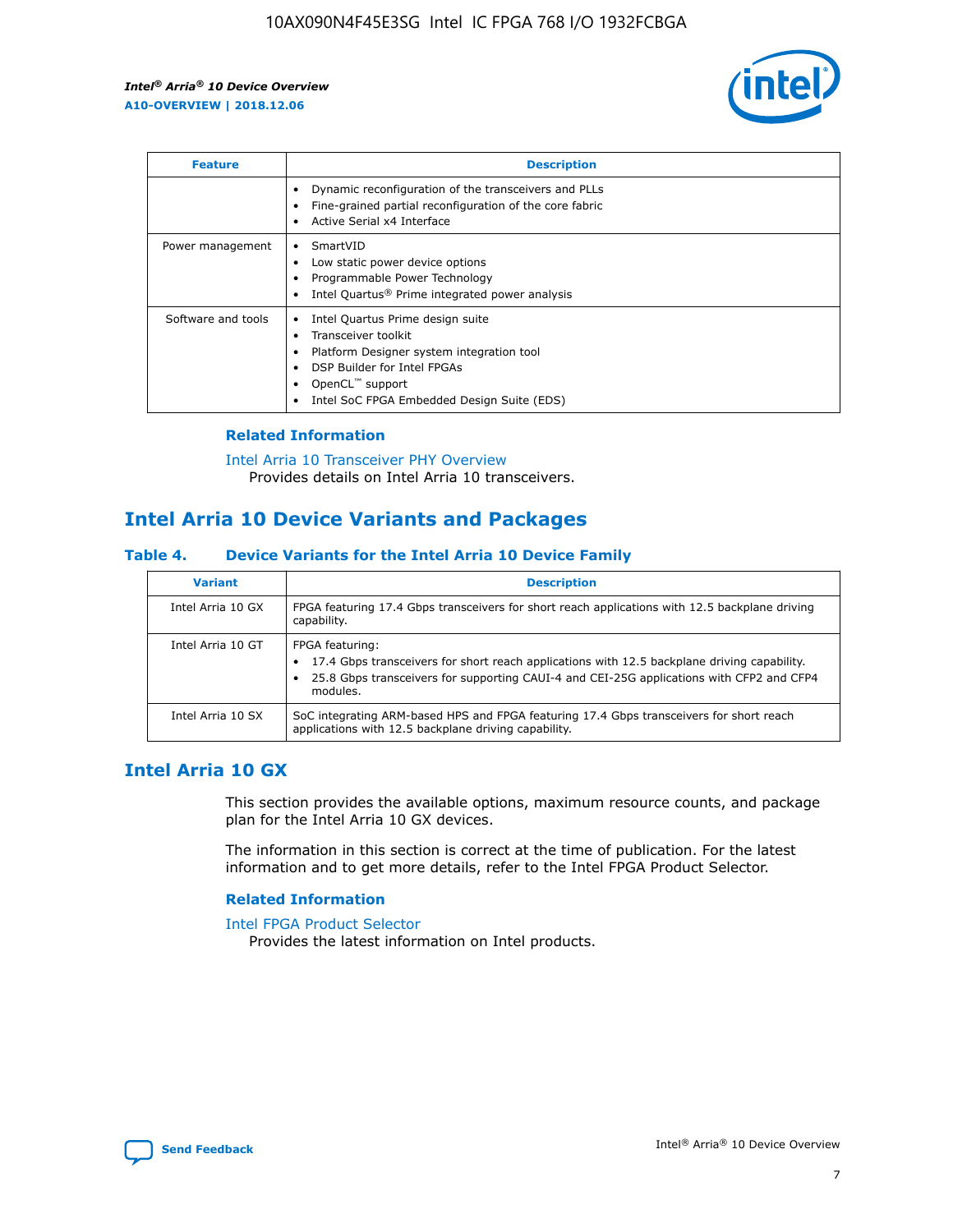| Feature | Description |
| --- | --- |
| | • Dynamic reconfiguration of the transceivers and PLLs<br>• Fine-grained partial reconfiguration of the core fabric<br>• Active Serial x4 Interface |
| Power management | • SmartVID<br>• Low static power device options<br>• Programmable Power Technology<br>• Intel Quartus® Prime integrated power analysis |
| Software and tools | • Intel Quartus Prime design suite<br>• Transceiver toolkit<br>• Platform Designer system integration tool<br>• DSP Builder for Intel FPGAs<br>• OpenCL™ support<br>• Intel SoC FPGA Embedded Design Suite (EDS) |

### Related Information

Intel Arria 10 Transceiver PHY Overview
Provides details on Intel Arria 10 transceivers.

## Intel Arria 10 Device Variants and Packages

### Table 4. Device Variants for the Intel Arria 10 Device Family

| Variant | Description |
| --- | --- |
| Intel Arria 10 GX | FPGA featuring 17.4 Gbps transceivers for short reach applications with 12.5 backplane driving capability. |
| Intel Arria 10 GT | FPGA featuring:<br>• 17.4 Gbps transceivers for short reach applications with 12.5 backplane driving capability.<br>• 25.8 Gbps transceivers for supporting CAUI-4 and CEI-25G applications with CFP2 and CFP4 modules. |
| Intel Arria 10 SX | SoC integrating ARM-based HPS and FPGA featuring 17.4 Gbps transceivers for short reach applications with 12.5 backplane driving capability. |

## Intel Arria 10 GX

This section provides the available options, maximum resource counts, and package plan for the Intel Arria 10 GX devices.

The information in this section is correct at the time of publication. For the latest information and to get more details, refer to the Intel FPGA Product Selector.

### Related Information

Intel FPGA Product Selector
Provides the latest information on Intel products.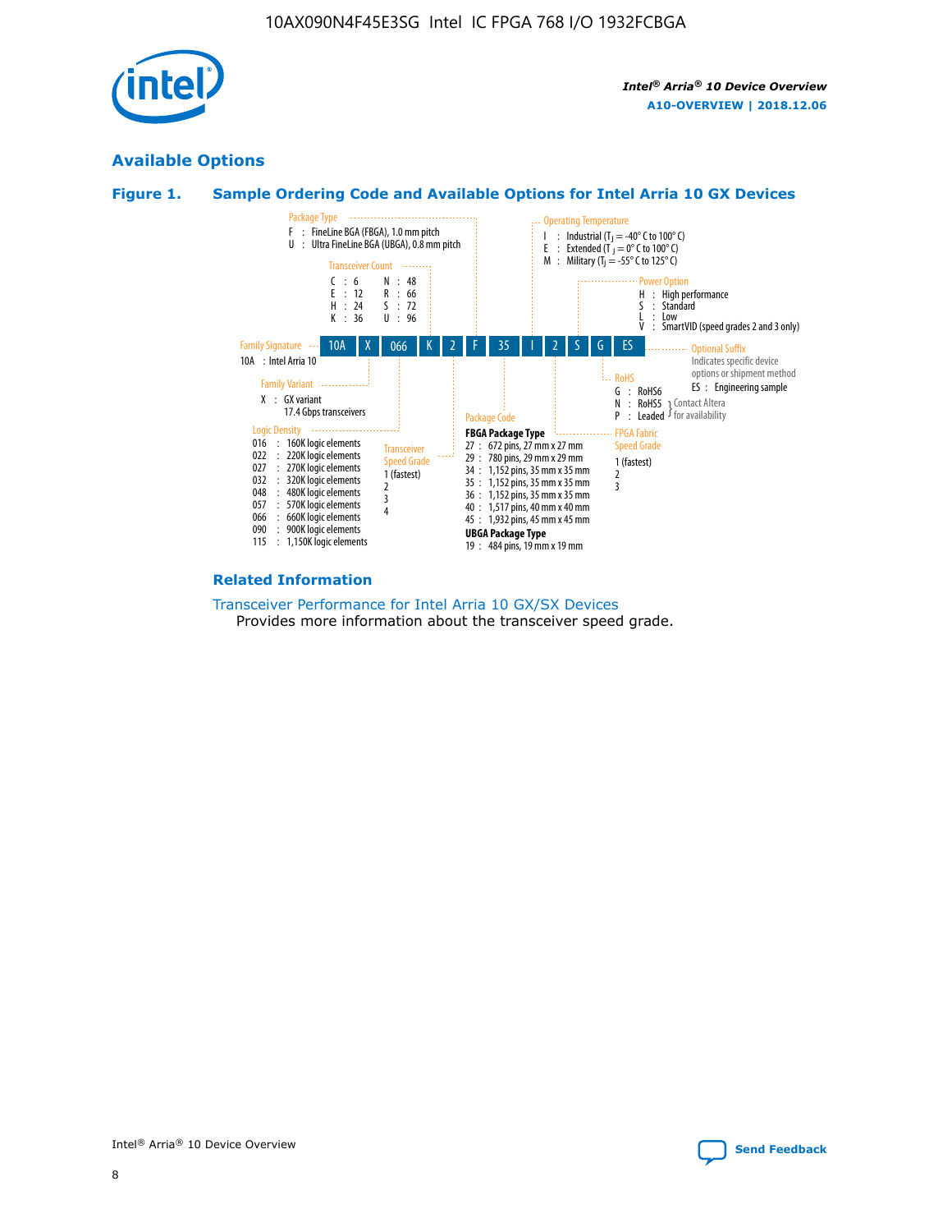## Available Options

### Figure 1. Sample Ordering Code and Available Options for Intel Arria 10 GX Devices

Package Type
F : FineLine BGA (FBGA), 1.0 mm pitch
U : Ultra FineLine BGA (UBGA), 0.8 mm pitch

Transceiver Count
C : 6
E : 12
H : 24
K : 36
N : 48
R : 66
S : 72
U : 96

Operating Temperature
I : Industrial ($T_J$ = -40° C to 100° C)
E : Extended ($T_J$ = 0° C to 100° C)
M : Military ($T_J$ = -55° C to 125° C)

Power Option
H : High performance
S : Standard
L : Low
V : SmartVID (speed grades 2 and 3 only)

Family Signature
10A : Intel Arria 10

10A | X | 066 | K | 2 | F | 35 | I | 2 | S | G | ES

Optional Suffix
Indicates specific device options or shipment method
ES : Engineering sample

Family Variant
X : GX variant
17.4 Gbps transceivers

RoHS
G : RoHS6
N : RoHS5
P : Leaded
Contact Altera for availability

Logic Density
016 : 160K logic elements
022 : 220K logic elements
027 : 270K logic elements
032 : 320K logic elements
048 : 480K logic elements
057 : 570K logic elements
066 : 660K logic elements
090 : 900K logic elements
115 : 1,150K logic elements

Transceiver Speed Grade
1 (fastest)
2
3
4

Package Code
**FBGA Package Type**
27 : 672 pins, 27 mm x 27 mm
29 : 780 pins, 29 mm x 29 mm
34 : 1,152 pins, 35 mm x 35 mm
35 : 1,152 pins, 35 mm x 35 mm
36 : 1,152 pins, 35 mm x 35 mm
40 : 1,517 pins, 40 mm x 40 mm
45 : 1,932 pins, 45 mm x 45 mm
**UBGA Package Type**
19 : 484 pins, 19 mm x 19 mm

FPGA Fabric Speed Grade
1 (fastest)
2
3

### Related Information

Transceiver Performance for Intel Arria 10 GX/SX Devices
Provides more information about the transceiver speed grade.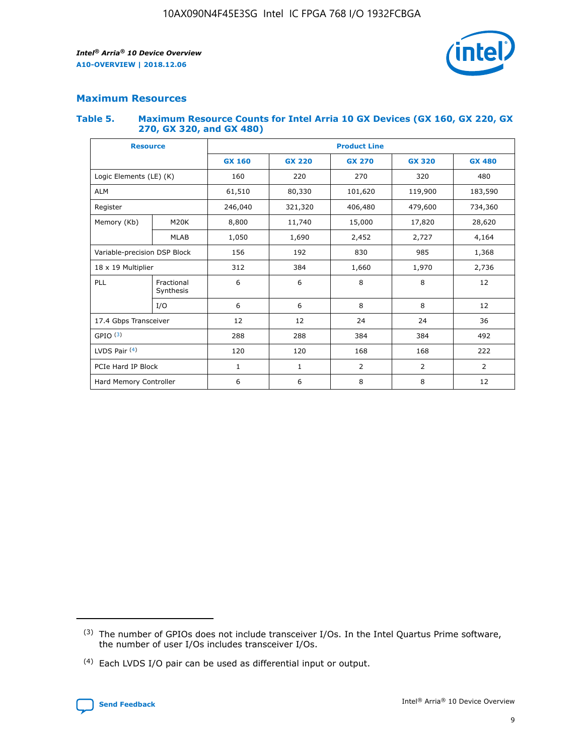## Maximum Resources

### Table 5. Maximum Resource Counts for Intel Arria 10 GX Devices (GX 160, GX 220, GX 270, GX 320, and GX 480)

| Resource | | Product Line | | | | |
|---|---|---|---|---|---|---|
| | | GX 160 | GX 220 | GX 270 | GX 320 | GX 480 |
| Logic Elements (LE) (K) | | 160 | 220 | 270 | 320 | 480 |
| ALM | | 61,510 | 80,330 | 101,620 | 119,900 | 183,590 |
| Register | | 246,040 | 321,320 | 406,480 | 479,600 | 734,360 |
| Memory (Kb) | M20K | 8,800 | 11,740 | 15,000 | 17,820 | 28,620 |
| | MLAB | 1,050 | 1,690 | 2,452 | 2,727 | 4,164 |
| Variable-precision DSP Block | | 156 | 192 | 830 | 985 | 1,368 |
| 18 x 19 Multiplier | | 312 | 384 | 1,660 | 1,970 | 2,736 |
| PLL | Fractional Synthesis | 6 | 6 | 8 | 8 | 12 |
| | I/O | 6 | 6 | 8 | 8 | 12 |
| 17.4 Gbps Transceiver | | 12 | 12 | 24 | 24 | 36 |
| GPIO [(3)] | | 288 | 288 | 384 | 384 | 492 |
| LVDS Pair [(4)] | | 120 | 120 | 168 | 168 | 222 |
| PCIe Hard IP Block | | 1 | 1 | 2 | 2 | 2 |
| Hard Memory Controller | | 6 | 6 | 8 | 8 | 12 |

(3) The number of GPIOs does not include transceiver I/Os. In the Intel Quartus Prime software, the number of user I/Os includes transceiver I/Os.

(4) Each LVDS I/O pair can be used as differential input or output.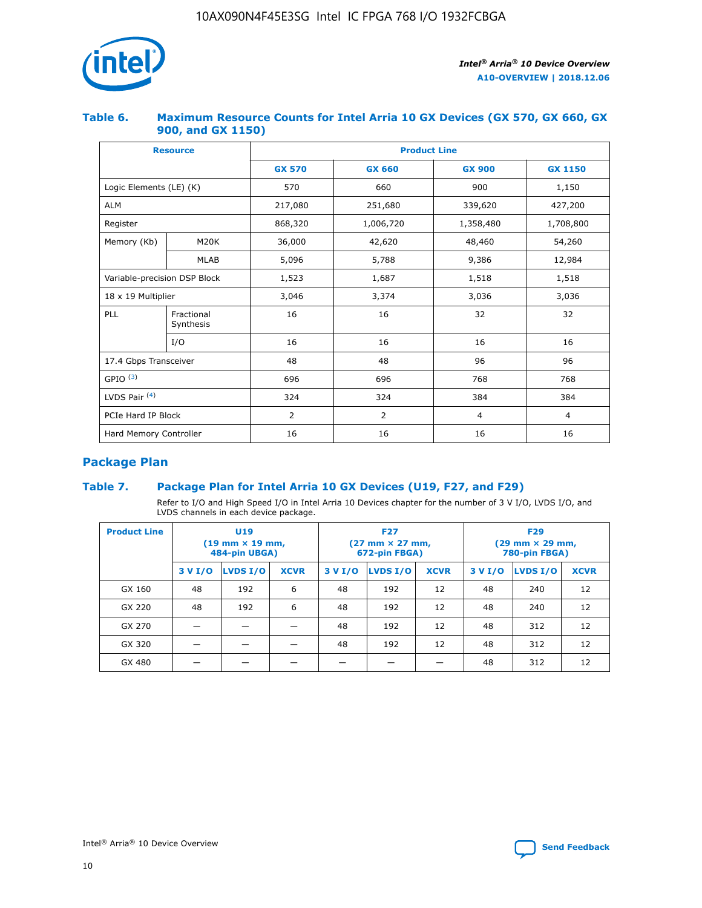## Table 6. Maximum Resource Counts for Intel Arria 10 GX Devices (GX 570, GX 660, GX 900, and GX 1150)

| Resource | | Product Line | | | |
|---|---|---|---|---|---|
| | | GX 570 | GX 660 | GX 900 | GX 1150 |
| Logic Elements (LE) (K) | | 570 | 660 | 900 | 1,150 |
| ALM | | 217,080 | 251,680 | 339,620 | 427,200 |
| Register | | 868,320 | 1,006,720 | 1,358,480 | 1,708,800 |
| Memory (Kb) | M20K | 36,000 | 42,620 | 48,460 | 54,260 |
| | MLAB | 5,096 | 5,788 | 9,386 | 12,984 |
| Variable-precision DSP Block | | 1,523 | 1,687 | 1,518 | 1,518 |
| 18 x 19 Multiplier | | 3,046 | 3,374 | 3,036 | 3,036 |
| PLL | Fractional Synthesis | 16 | 16 | 32 | 32 |
| | I/O | 16 | 16 | 16 | 16 |
| 17.4 Gbps Transceiver | | 48 | 48 | 96 | 96 |
| GPIO [(3)] | | 696 | 696 | 768 | 768 |
| LVDS Pair [(4)] | | 324 | 324 | 384 | 384 |
| PCIe Hard IP Block | | 2 | 2 | 4 | 4 |
| Hard Memory Controller | | 16 | 16 | 16 | 16 |

## Package Plan

## Table 7. Package Plan for Intel Arria 10 GX Devices (U19, F27, and F29)

Refer to I/O and High Speed I/O in Intel Arria 10 Devices chapter for the number of 3 V I/O, LVDS I/O, and LVDS channels in each device package.

| Product Line | U19 (19 mm × 19 mm, 484-pin UBGA) | | | F27 (27 mm × 27 mm, 672-pin FBGA) | | | F29 (29 mm × 29 mm, 780-pin FBGA) | | |
|---|---|---|---|---|---|---|---|---|---|
| | 3 V I/O | LVDS I/O | XCVR | 3 V I/O | LVDS I/O | XCVR | 3 V I/O | LVDS I/O | XCVR |
| GX 160 | 48 | 192 | 6 | 48 | 192 | 12 | 48 | 240 | 12 |
| GX 220 | 48 | 192 | 6 | 48 | 192 | 12 | 48 | 240 | 12 |
| GX 270 | — | — | — | 48 | 192 | 12 | 48 | 312 | 12 |
| GX 320 | — | — | — | 48 | 192 | 12 | 48 | 312 | 12 |
| GX 480 | — | — | — | — | — | — | 48 | 312 | 12 |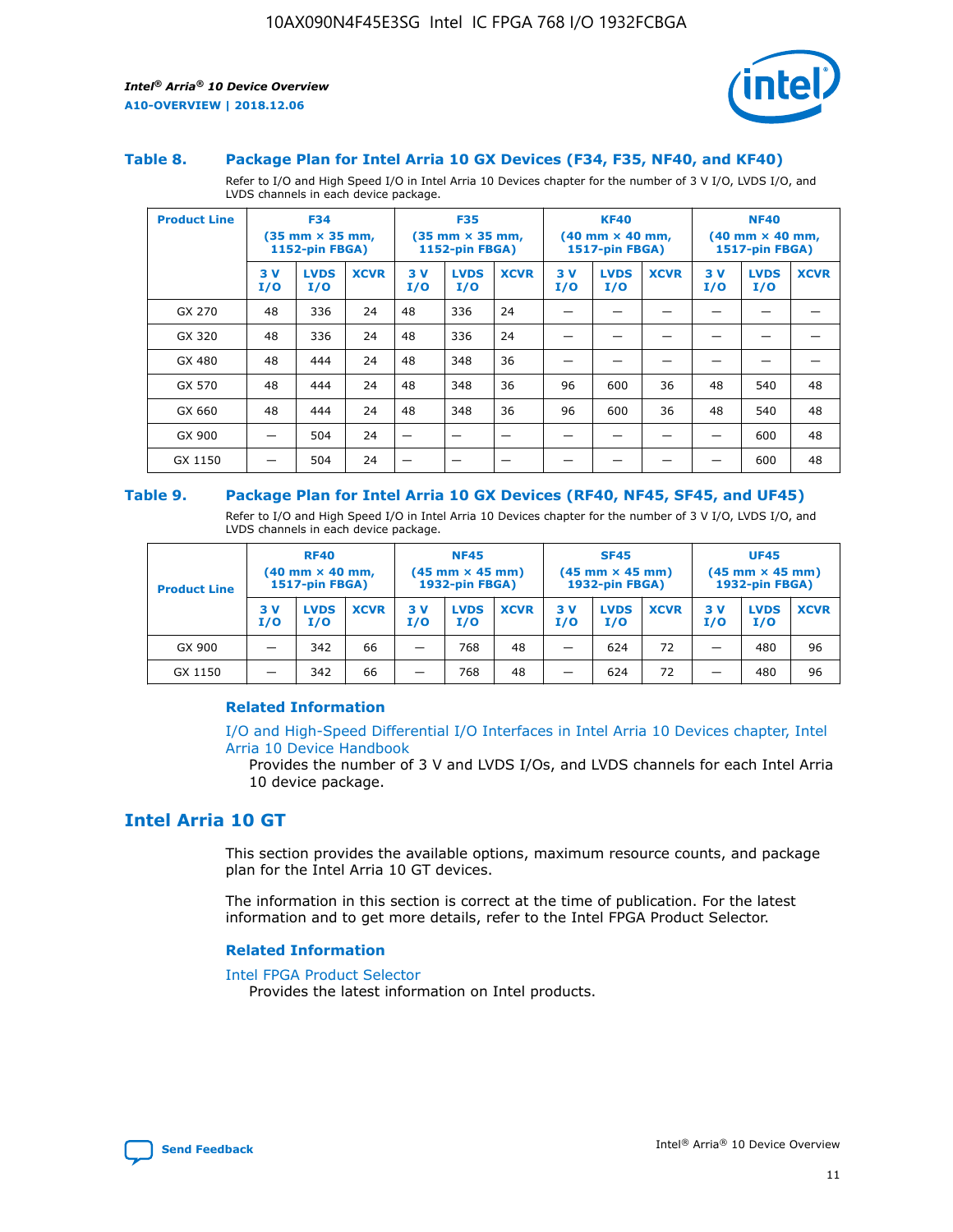### Table 8. Package Plan for Intel Arria 10 GX Devices (F34, F35, NF40, and KF40)

Refer to I/O and High Speed I/O in Intel Arria 10 Devices chapter for the number of 3 V I/O, LVDS I/O, and LVDS channels in each device package.

| Product Line | F34 (35 mm × 35 mm, 1152-pin FBGA) | | | F35 (35 mm × 35 mm, 1152-pin FBGA) | | | KF40 (40 mm × 40 mm, 1517-pin FBGA) | | | NF40 (40 mm × 40 mm, 1517-pin FBGA) | | |
|---|---|---|---|---|---|---|---|---|---|---|---|---|
| | 3 V I/O | LVDS I/O | XCVR | 3 V I/O | LVDS I/O | XCVR | 3 V I/O | LVDS I/O | XCVR | 3 V I/O | LVDS I/O | XCVR |
| GX 270 | 48 | 336 | 24 | 48 | 336 | 24 | — | — | — | — | — | — |
| GX 320 | 48 | 336 | 24 | 48 | 336 | 24 | — | — | — | — | — | — |
| GX 480 | 48 | 444 | 24 | 48 | 348 | 36 | — | — | — | — | — | — |
| GX 570 | 48 | 444 | 24 | 48 | 348 | 36 | 96 | 600 | 36 | 48 | 540 | 48 |
| GX 660 | 48 | 444 | 24 | 48 | 348 | 36 | 96 | 600 | 36 | 48 | 540 | 48 |
| GX 900 | — | 504 | 24 | — | — | — | — | — | — | — | 600 | 48 |
| GX 1150 | — | 504 | 24 | — | — | — | — | — | — | — | 600 | 48 |

### Table 9. Package Plan for Intel Arria 10 GX Devices (RF40, NF45, SF45, and UF45)

Refer to I/O and High Speed I/O in Intel Arria 10 Devices chapter for the number of 3 V I/O, LVDS I/O, and LVDS channels in each device package.

| Product Line | RF40 (40 mm × 40 mm, 1517-pin FBGA) | | | NF45 (45 mm × 45 mm) 1932-pin FBGA) | | | SF45 (45 mm × 45 mm) 1932-pin FBGA) | | | UF45 (45 mm × 45 mm) 1932-pin FBGA) | | |
|---|---|---|---|---|---|---|---|---|---|---|---|---|
| | 3 V I/O | LVDS I/O | XCVR | 3 V I/O | LVDS I/O | XCVR | 3 V I/O | LVDS I/O | XCVR | 3 V I/O | LVDS I/O | XCVR |
| GX 900 | — | 342 | 66 | — | 768 | 48 | — | 624 | 72 | — | 480 | 96 |
| GX 1150 | — | 342 | 66 | — | 768 | 48 | — | 624 | 72 | — | 480 | 96 |

#### Related Information

I/O and High-Speed Differential I/O Interfaces in Intel Arria 10 Devices chapter, Intel Arria 10 Device Handbook

Provides the number of 3 V and LVDS I/Os, and LVDS channels for each Intel Arria 10 device package.

## Intel Arria 10 GT

This section provides the available options, maximum resource counts, and package plan for the Intel Arria 10 GT devices.

The information in this section is correct at the time of publication. For the latest information and to get more details, refer to the Intel FPGA Product Selector.

#### Related Information

Intel FPGA Product Selector

Provides the latest information on Intel products.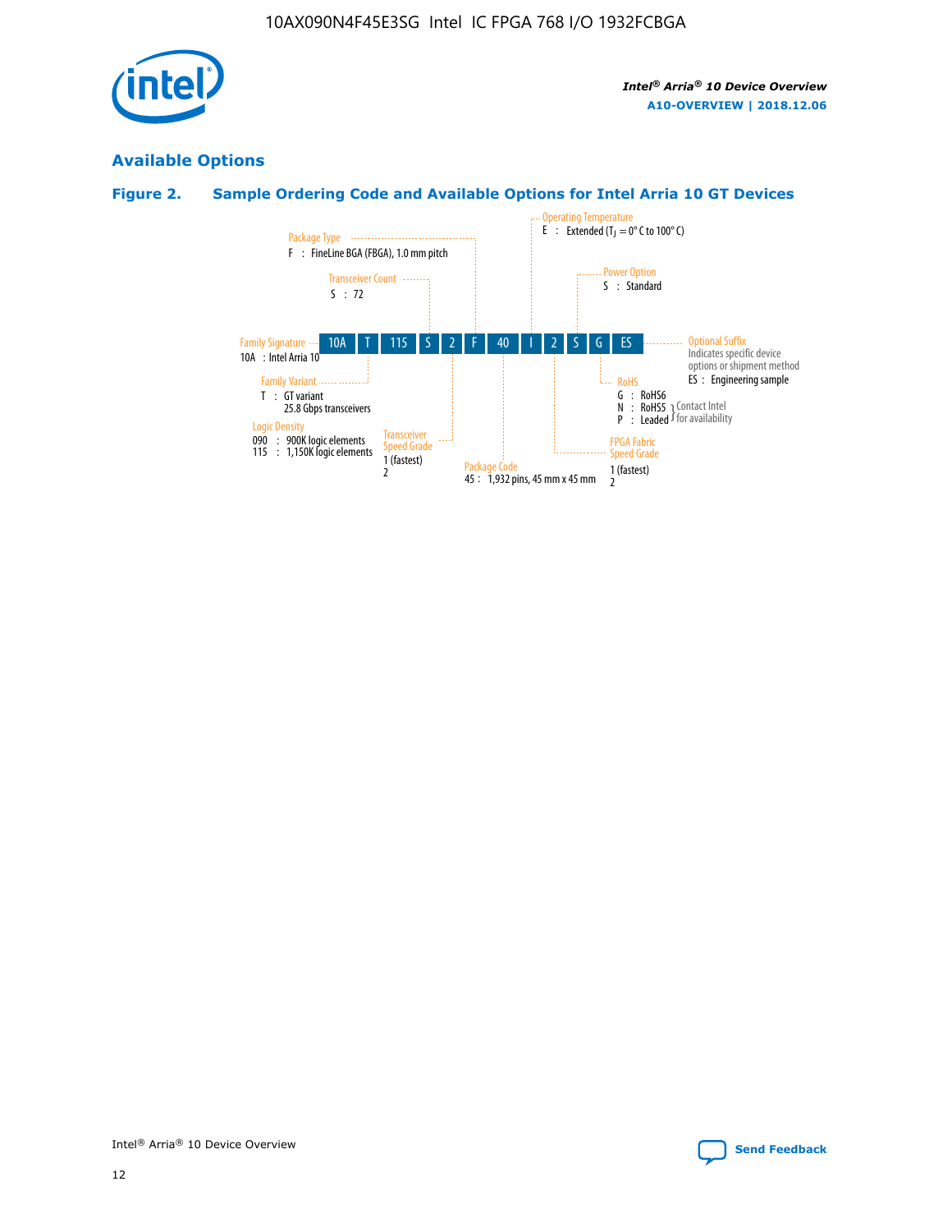## Available Options

### Figure 2. Sample Ordering Code and Available Options for Intel Arria 10 GT Devices

10A T 115 S 2 F 40 I 2 S G ES

Family Signature
10A : Intel Arria 10

Family Variant
T : GT variant
25.8 Gbps transceivers

Logic Density
090 : 900K logic elements
115 : 1,150K logic elements

Transceiver Count
S : 72

Transceiver Speed Grade
1 (fastest)
2

Package Type
F : FineLine BGA (FBGA), 1.0 mm pitch

Package Code
45 : 1,932 pins, 45 mm x 45 mm

Operating Temperature
E : Extended ($T_J$ = 0° C to 100° C)

FPGA Fabric Speed Grade
1 (fastest)
2

Power Option
S : Standard

RoHS
G : RoHS6
N : RoHS5
P : Leaded
Contact Intel for availability

Optional Suffix
Indicates specific device options or shipment method
ES : Engineering sample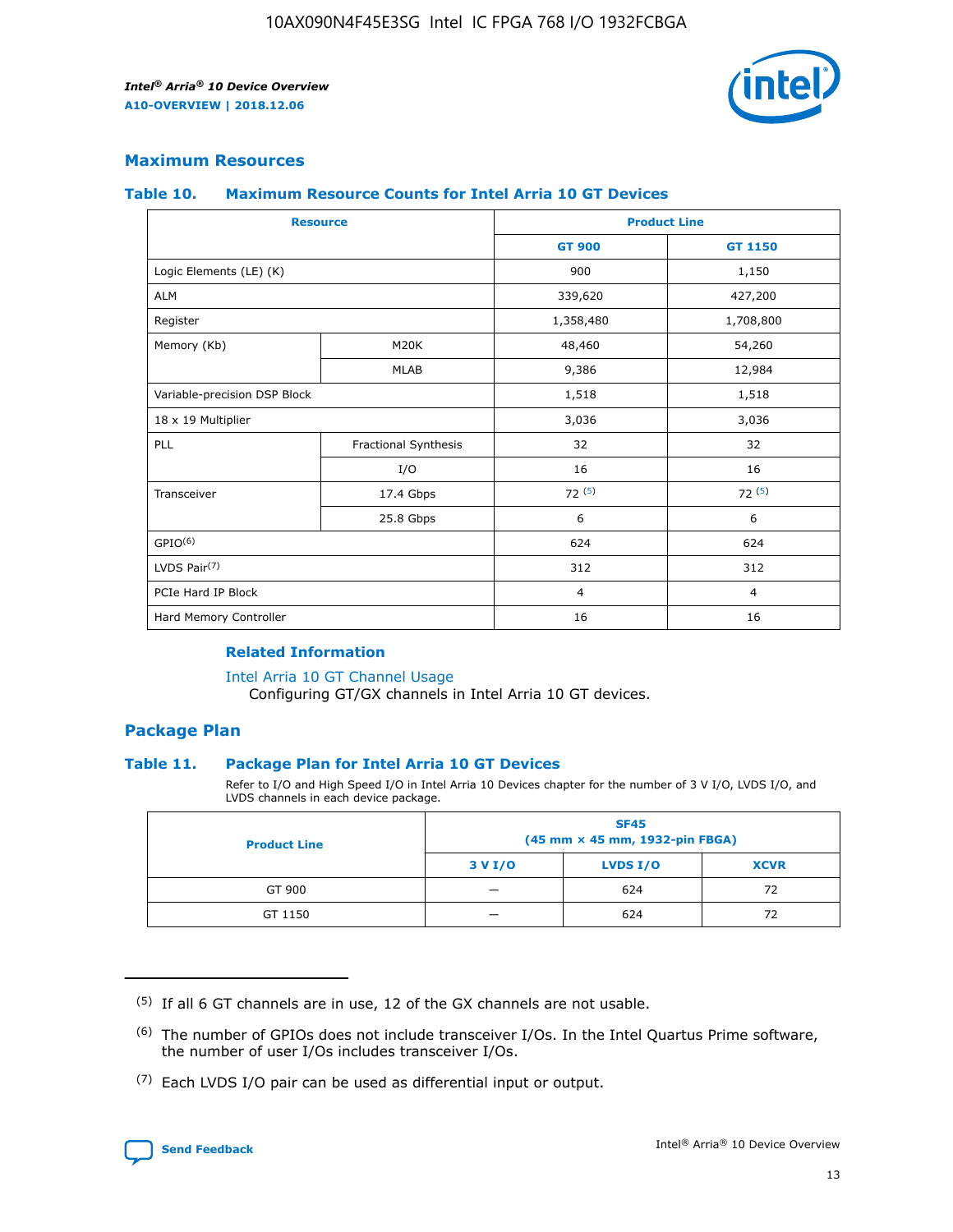## Maximum Resources

### Table 10. Maximum Resource Counts for Intel Arria 10 GT Devices

| Resource | | Product Line | |
|---|---|---|---|
| | | GT 900 | GT 1150 |
| Logic Elements (LE) (K) | | 900 | 1,150 |
| ALM | | 339,620 | 427,200 |
| Register | | 1,358,480 | 1,708,800 |
| Memory (Kb) | M20K | 48,460 | 54,260 |
| | MLAB | 9,386 | 12,984 |
| Variable-precision DSP Block | | 1,518 | 1,518 |
| 18 x 19 Multiplier | | 3,036 | 3,036 |
| PLL | Fractional Synthesis | 32 | 32 |
| | I/O | 16 | 16 |
| Transceiver | 17.4 Gbps | 72 (5) | 72 (5) |
| | 25.8 Gbps | 6 | 6 |
| GPIO(6) | | 624 | 624 |
| LVDS Pair(7) | | 312 | 312 |
| PCIe Hard IP Block | | 4 | 4 |
| Hard Memory Controller | | 16 | 16 |

#### Related Information

Intel Arria 10 GT Channel Usage
Configuring GT/GX channels in Intel Arria 10 GT devices.

## Package Plan

### Table 11. Package Plan for Intel Arria 10 GT Devices

Refer to I/O and High Speed I/O in Intel Arria 10 Devices chapter for the number of 3 V I/O, LVDS I/O, and LVDS channels in each device package.

| Product Line | SF45 (45 mm × 45 mm, 1932-pin FBGA) | | |
|---|---|---|---|
| | 3 V I/O | LVDS I/O | XCVR |
| GT 900 | — | 624 | 72 |
| GT 1150 | — | 624 | 72 |

(5) If all 6 GT channels are in use, 12 of the GX channels are not usable.

(6) The number of GPIOs does not include transceiver I/Os. In the Intel Quartus Prime software, the number of user I/Os includes transceiver I/Os.

(7) Each LVDS I/O pair can be used as differential input or output.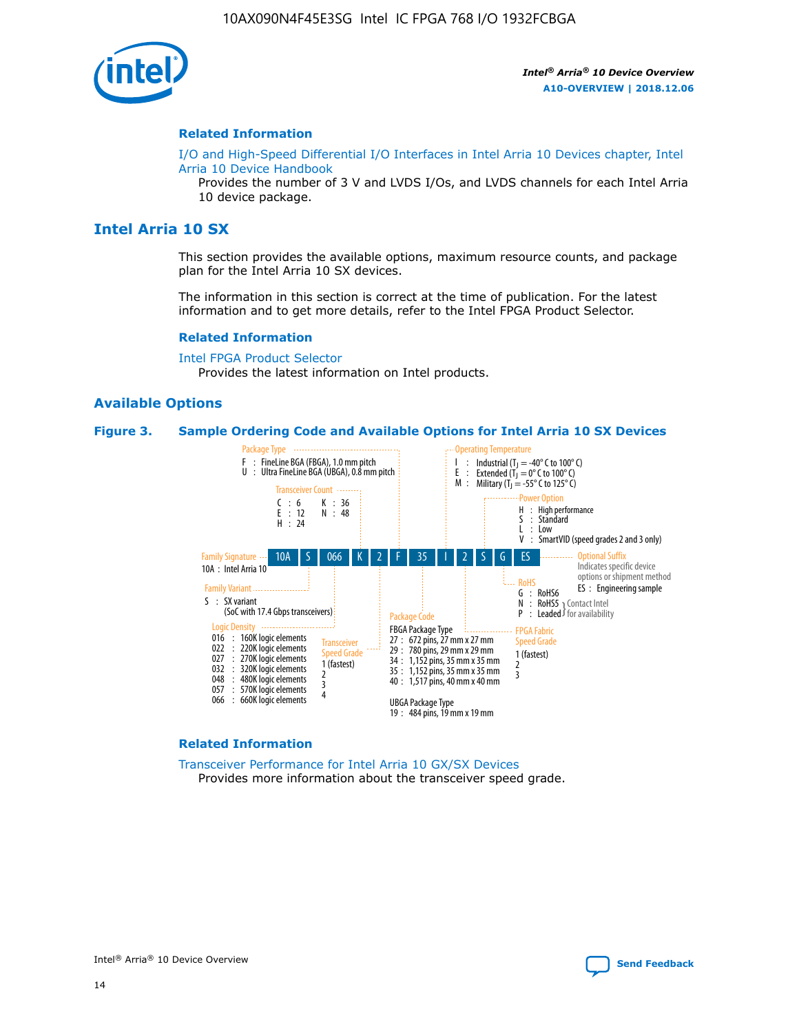## Related Information

I/O and High-Speed Differential I/O Interfaces in Intel Arria 10 Devices chapter, Intel Arria 10 Device Handbook

Provides the number of 3 V and LVDS I/Os, and LVDS channels for each Intel Arria 10 device package.

# Intel Arria 10 SX

This section provides the available options, maximum resource counts, and package plan for the Intel Arria 10 SX devices.

The information in this section is correct at the time of publication. For the latest information and to get more details, refer to the Intel FPGA Product Selector.

## Related Information

Intel FPGA Product Selector

Provides the latest information on Intel products.

## Available Options

**Figure 3. Sample Ordering Code and Available Options for Intel Arria 10 SX Devices**

10A | S | 066 | K | 2 | F | 35 | I | 2 | S | G | ES

Family Signature
10A : Intel Arria 10

Family Variant
S : SX variant (SoC with 17.4 Gbps transceivers)

Logic Density
016 : 160K logic elements
022 : 220K logic elements
027 : 270K logic elements
032 : 320K logic elements
048 : 480K logic elements
057 : 570K logic elements
066 : 660K logic elements

Transceiver Count
C : 6
E : 12
H : 24
K : 36
N : 48

Transceiver Speed Grade
1 (fastest)
2
3
4

Package Type
F : FineLine BGA (FBGA), 1.0 mm pitch
U : Ultra FineLine BGA (UBGA), 0.8 mm pitch

Package Code
FBGA Package Type
27 : 672 pins, 27 mm x 27 mm
29 : 780 pins, 29 mm x 29 mm
34 : 1,152 pins, 35 mm x 35 mm
35 : 1,152 pins, 35 mm x 35 mm
40 : 1,517 pins, 40 mm x 40 mm
UBGA Package Type
19 : 484 pins, 19 mm x 19 mm

Operating Temperature
I : Industrial ($T_J$ = -40° C to 100° C)
E : Extended ($T_J$ = 0° C to 100° C)
M : Military ($T_J$ = -55° C to 125° C)

FPGA Fabric Speed Grade
1 (fastest)
2
3

Power Option
H : High performance
S : Standard
L : Low
V : SmartVID (speed grades 2 and 3 only)

RoHS
G : RoHS6
N : RoHS5
P : Leaded
Contact Intel for availability

Optional Suffix
Indicates specific device options or shipment method
ES : Engineering sample

## Related Information

Transceiver Performance for Intel Arria 10 GX/SX Devices

Provides more information about the transceiver speed grade.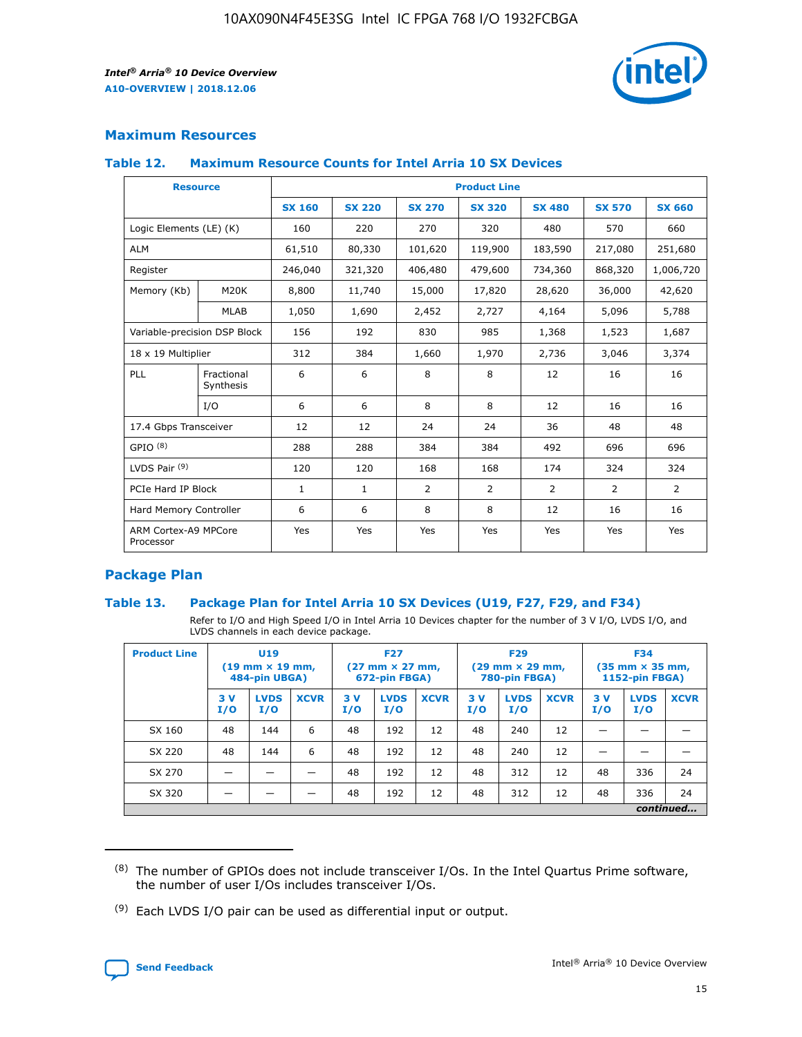## Maximum Resources

### Table 12. Maximum Resource Counts for Intel Arria 10 SX Devices

| Resource | | Product Line | | | | | | |
|---|---|---|---|---|---|---|---|---|
| | | SX 160 | SX 220 | SX 270 | SX 320 | SX 480 | SX 570 | SX 660 |
| Logic Elements (LE) (K) | | 160 | 220 | 270 | 320 | 480 | 570 | 660 |
| ALM | | 61,510 | 80,330 | 101,620 | 119,900 | 183,590 | 217,080 | 251,680 |
| Register | | 246,040 | 321,320 | 406,480 | 479,600 | 734,360 | 868,320 | 1,006,720 |
| Memory (Kb) | M20K | 8,800 | 11,740 | 15,000 | 17,820 | 28,620 | 36,000 | 42,620 |
| | MLAB | 1,050 | 1,690 | 2,452 | 2,727 | 4,164 | 5,096 | 5,788 |
| Variable-precision DSP Block | | 156 | 192 | 830 | 985 | 1,368 | 1,523 | 1,687 |
| 18 x 19 Multiplier | | 312 | 384 | 1,660 | 1,970 | 2,736 | 3,046 | 3,374 |
| PLL | Fractional Synthesis | 6 | 6 | 8 | 8 | 12 | 16 | 16 |
| | I/O | 6 | 6 | 8 | 8 | 12 | 16 | 16 |
| 17.4 Gbps Transceiver | | 12 | 12 | 24 | 24 | 36 | 48 | 48 |
| GPIO [8] | | 288 | 288 | 384 | 384 | 492 | 696 | 696 |
| LVDS Pair [9] | | 120 | 120 | 168 | 168 | 174 | 324 | 324 |
| PCIe Hard IP Block | | 1 | 1 | 2 | 2 | 2 | 2 | 2 |
| Hard Memory Controller | | 6 | 6 | 8 | 8 | 12 | 16 | 16 |
| ARM Cortex-A9 MPCore Processor | | Yes | Yes | Yes | Yes | Yes | Yes | Yes |

## Package Plan

### Table 13. Package Plan for Intel Arria 10 SX Devices (U19, F27, F29, and F34)

Refer to I/O and High Speed I/O in Intel Arria 10 Devices chapter for the number of 3 V I/O, LVDS I/O, and LVDS channels in each device package.

| Product Line | U19 (19 mm × 19 mm, 484-pin UBGA) | | | F27 (27 mm × 27 mm, 672-pin FBGA) | | | F29 (29 mm × 29 mm, 780-pin FBGA) | | | F34 (35 mm × 35 mm, 1152-pin FBGA) | | |
|---|---|---|---|---|---|---|---|---|---|---|---|---|
| | 3 V I/O | LVDS I/O | XCVR | 3 V I/O | LVDS I/O | XCVR | 3 V I/O | LVDS I/O | XCVR | 3 V I/O | LVDS I/O | XCVR |
| SX 160 | 48 | 144 | 6 | 48 | 192 | 12 | 48 | 240 | 12 | — | — | — |
| SX 220 | 48 | 144 | 6 | 48 | 192 | 12 | 48 | 240 | 12 | — | — | — |
| SX 270 | — | — | — | 48 | 192 | 12 | 48 | 312 | 12 | 48 | 336 | 24 |
| SX 320 | — | — | — | 48 | 192 | 12 | 48 | 312 | 12 | 48 | 336 | 24 |

*continued...*

(8) The number of GPIOs does not include transceiver I/Os. In the Intel Quartus Prime software, the number of user I/Os includes transceiver I/Os.

(9) Each LVDS I/O pair can be used as differential input or output.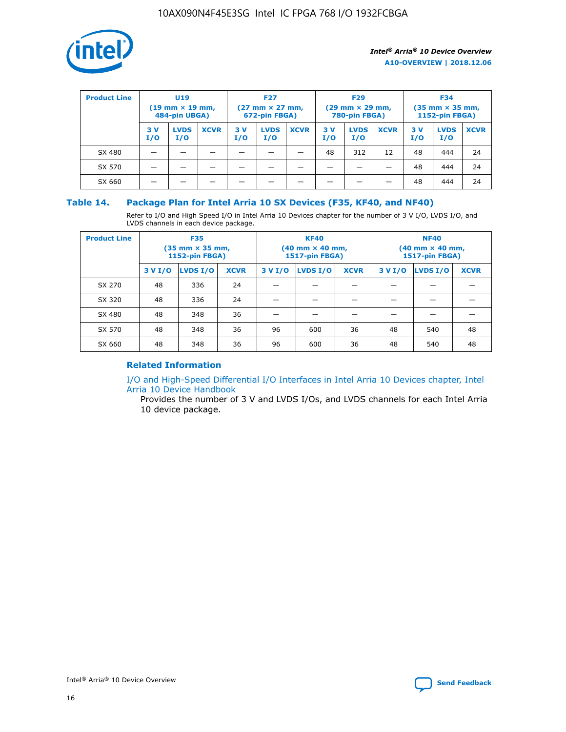| Product Line | U19 (19 mm × 19 mm, 484-pin UBGA) | | | F27 (27 mm × 27 mm, 672-pin FBGA) | | | F29 (29 mm × 29 mm, 780-pin FBGA) | | | F34 (35 mm × 35 mm, 1152-pin FBGA) | | |
|---|---|---|---|---|---|---|---|---|---|---|---|---|
| | 3 V I/O | LVDS I/O | XCVR | 3 V I/O | LVDS I/O | XCVR | 3 V I/O | LVDS I/O | XCVR | 3 V I/O | LVDS I/O | XCVR |
| SX 480 | — | — | — | — | — | — | 48 | 312 | 12 | 48 | 444 | 24 |
| SX 570 | — | — | — | — | — | — | — | — | — | 48 | 444 | 24 |
| SX 660 | — | — | — | — | — | — | — | — | — | 48 | 444 | 24 |

### Table 14. Package Plan for Intel Arria 10 SX Devices (F35, KF40, and NF40)

Refer to I/O and High Speed I/O in Intel Arria 10 Devices chapter for the number of 3 V I/O, LVDS I/O, and LVDS channels in each device package.

| Product Line | F35 (35 mm × 35 mm, 1152-pin FBGA) | | | KF40 (40 mm × 40 mm, 1517-pin FBGA) | | | NF40 (40 mm × 40 mm, 1517-pin FBGA) | | |
|---|---|---|---|---|---|---|---|---|---|
| | 3 V I/O | LVDS I/O | XCVR | 3 V I/O | LVDS I/O | XCVR | 3 V I/O | LVDS I/O | XCVR |
| SX 270 | 48 | 336 | 24 | — | — | — | — | — | — |
| SX 320 | 48 | 336 | 24 | — | — | — | — | — | — |
| SX 480 | 48 | 348 | 36 | — | — | — | — | — | — |
| SX 570 | 48 | 348 | 36 | 96 | 600 | 36 | 48 | 540 | 48 |
| SX 660 | 48 | 348 | 36 | 96 | 600 | 36 | 48 | 540 | 48 |

#### Related Information

I/O and High-Speed Differential I/O Interfaces in Intel Arria 10 Devices chapter, Intel Arria 10 Device Handbook

Provides the number of 3 V and LVDS I/Os, and LVDS channels for each Intel Arria 10 device package.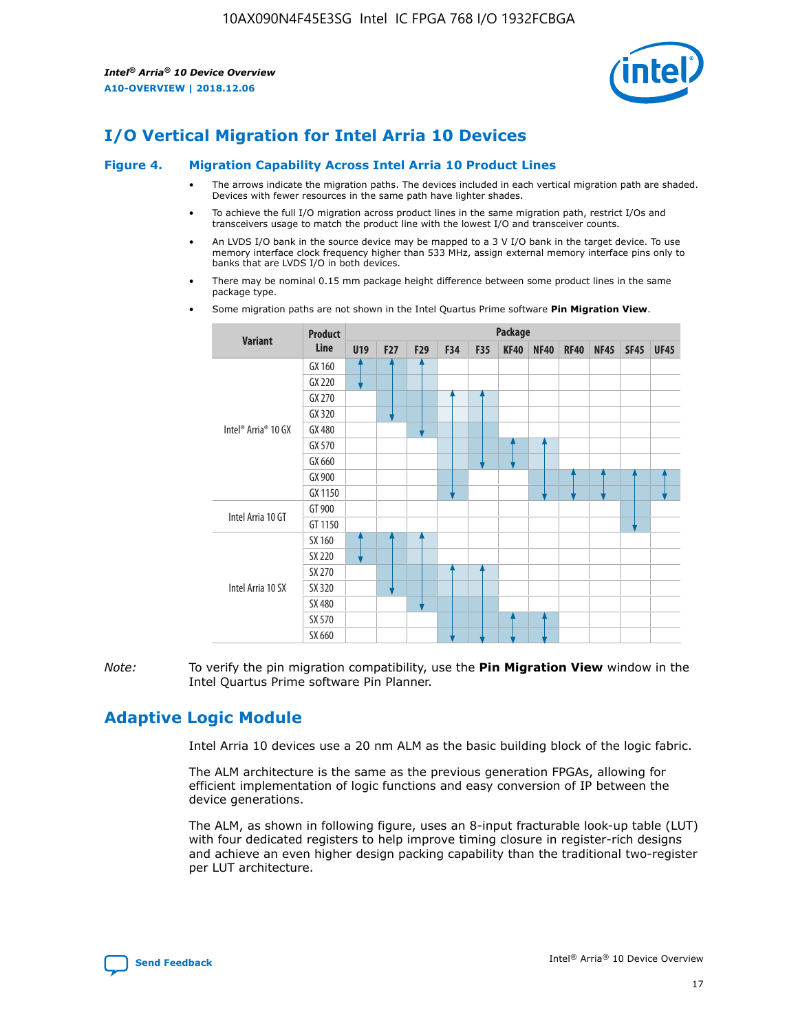# I/O Vertical Migration for Intel Arria 10 Devices

**Figure 4. Migration Capability Across Intel Arria 10 Product Lines**

- The arrows indicate the migration paths. The devices included in each vertical migration path are shaded. Devices with fewer resources in the same path have lighter shades.
- To achieve the full I/O migration across product lines in the same migration path, restrict I/Os and transceivers usage to match the product line with the lowest I/O and transceiver counts.
- An LVDS I/O bank in the source device may be mapped to a 3 V I/O bank in the target device. To use memory interface clock frequency higher than 533 MHz, assign external memory interface pins only to banks that are LVDS I/O in both devices.
- There may be nominal 0.15 mm package height difference between some product lines in the same package type.
- Some migration paths are not shown in the Intel Quartus Prime software **Pin Migration View**.

| Variant | Product Line | Package | | | | | | | | | | |
|---|---|---|---|---|---|---|---|---|---|---|---|---|
| | | U19 | F27 | F29 | F34 | F35 | KF40 | NF40 | RF40 | NF45 | SF45 | UF45 |
| Intel® Arria® 10 GX | GX 160 | | | | | | | | | | | |
| | GX 220 | | | | | | | | | | | |
| | GX 270 | | | | | | | | | | | |
| | GX 320 | | | | | | | | | | | |
| | GX 480 | | | | | | | | | | | |
| | GX 570 | | | | | | | | | | | |
| | GX 660 | | | | | | | | | | | |
| | GX 900 | | | | | | | | | | | |
| | GX 1150 | | | | | | | | | | | |
| Intel Arria 10 GT | GT 900 | | | | | | | | | | | |
| | GT 1150 | | | | | | | | | | | |
| Intel Arria 10 SX | SX 160 | | | | | | | | | | | |
| | SX 220 | | | | | | | | | | | |
| | SX 270 | | | | | | | | | | | |
| | SX 320 | | | | | | | | | | | |
| | SX 480 | | | | | | | | | | | |
| | SX 570 | | | | | | | | | | | |
| | SX 660 | | | | | | | | | | | |

*Note:* To verify the pin migration compatibility, use the **Pin Migration View** window in the Intel Quartus Prime software Pin Planner.

# Adaptive Logic Module

Intel Arria 10 devices use a 20 nm ALM as the basic building block of the logic fabric.

The ALM architecture is the same as the previous generation FPGAs, allowing for efficient implementation of logic functions and easy conversion of IP between the device generations.

The ALM, as shown in following figure, uses an 8-input fracturable look-up table (LUT) with four dedicated registers to help improve timing closure in register-rich designs and achieve an even higher design packing capability than the traditional two-register per LUT architecture.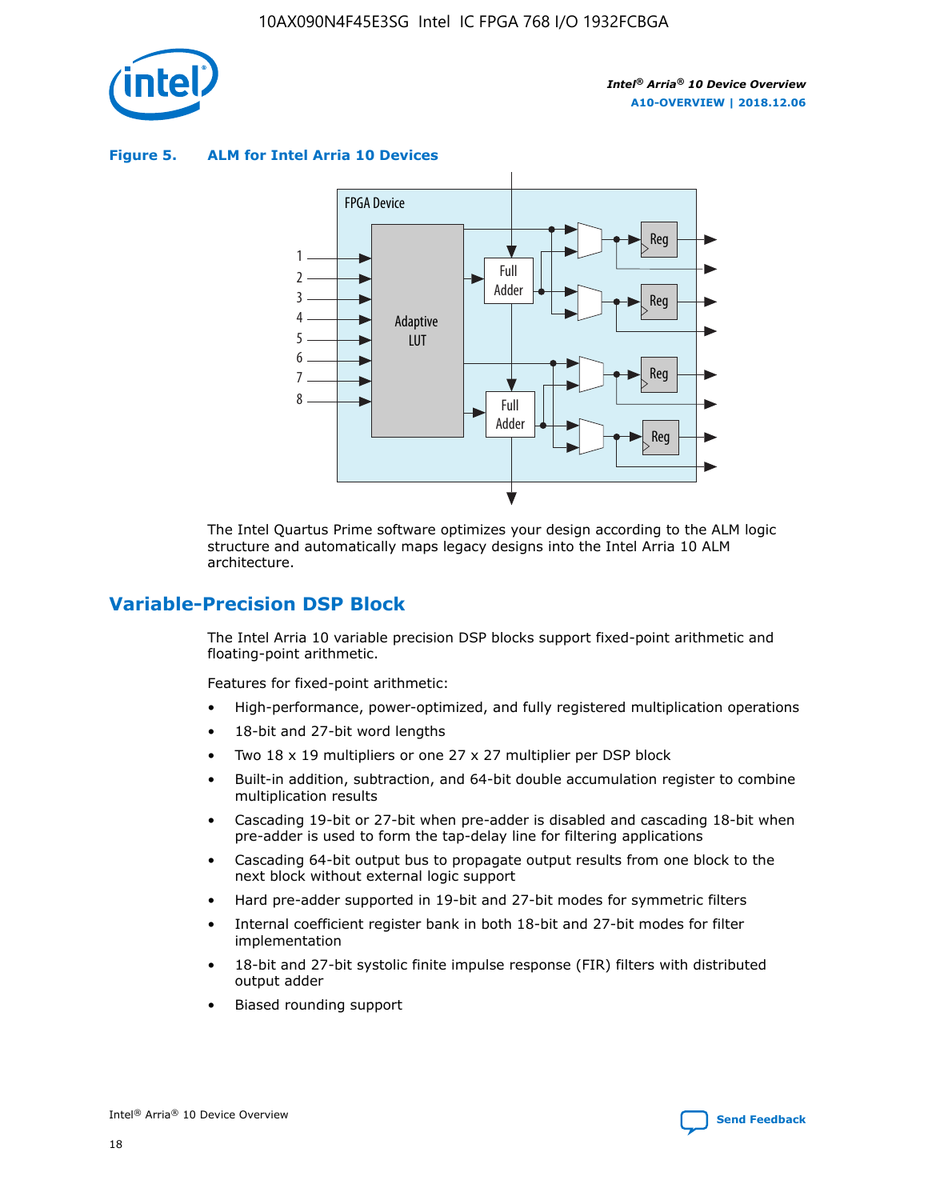Figure 5. ALM for Intel Arria 10 Devices

FPGA Device

1
2
3
4
5
6
7
8

Adaptive LUT

Full Adder

Full Adder

Reg
Reg
Reg
Reg

The Intel Quartus Prime software optimizes your design according to the ALM logic structure and automatically maps legacy designs into the Intel Arria 10 ALM architecture.

## Variable-Precision DSP Block

The Intel Arria 10 variable precision DSP blocks support fixed-point arithmetic and floating-point arithmetic.

Features for fixed-point arithmetic:

- High-performance, power-optimized, and fully registered multiplication operations
- 18-bit and 27-bit word lengths
- Two 18 x 19 multipliers or one 27 x 27 multiplier per DSP block
- Built-in addition, subtraction, and 64-bit double accumulation register to combine multiplication results
- Cascading 19-bit or 27-bit when pre-adder is disabled and cascading 18-bit when pre-adder is used to form the tap-delay line for filtering applications
- Cascading 64-bit output bus to propagate output results from one block to the next block without external logic support
- Hard pre-adder supported in 19-bit and 27-bit modes for symmetric filters
- Internal coefficient register bank in both 18-bit and 27-bit modes for filter implementation
- 18-bit and 27-bit systolic finite impulse response (FIR) filters with distributed output adder
- Biased rounding support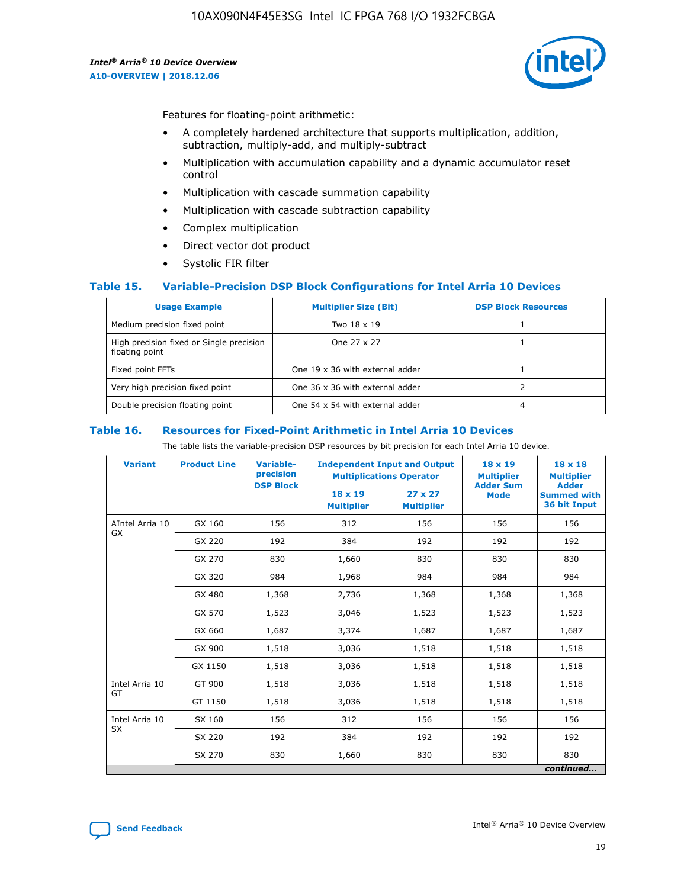Features for floating-point arithmetic:

- A completely hardened architecture that supports multiplication, addition, subtraction, multiply-add, and multiply-subtract
- Multiplication with accumulation capability and a dynamic accumulator reset control
- Multiplication with cascade summation capability
- Multiplication with cascade subtraction capability
- Complex multiplication
- Direct vector dot product
- Systolic FIR filter

### Table 15. Variable-Precision DSP Block Configurations for Intel Arria 10 Devices

| Usage Example | Multiplier Size (Bit) | DSP Block Resources |
|---|---|---|
| Medium precision fixed point | Two 18 x 19 | 1 |
| High precision fixed or Single precision floating point | One 27 x 27 | 1 |
| Fixed point FFTs | One 19 x 36 with external adder | 1 |
| Very high precision fixed point | One 36 x 36 with external adder | 2 |
| Double precision floating point | One 54 x 54 with external adder | 4 |

### Table 16. Resources for Fixed-Point Arithmetic in Intel Arria 10 Devices

The table lists the variable-precision DSP resources by bit precision for each Intel Arria 10 device.

| Variant | Product Line | Variable-precision DSP Block | Independent Input and Output Multiplications Operator | | 18 x 19 Multiplier Adder Sum Mode | 18 x 18 Multiplier Adder Summed with 36 bit Input |
|---|---|---|---|---|---|---|
| | | | 18 x 19 Multiplier | 27 x 27 Multiplier | | |
| AIntel Arria 10 GX | GX 160 | 156 | 312 | 156 | 156 | 156 |
| | GX 220 | 192 | 384 | 192 | 192 | 192 |
| | GX 270 | 830 | 1,660 | 830 | 830 | 830 |
| | GX 320 | 984 | 1,968 | 984 | 984 | 984 |
| | GX 480 | 1,368 | 2,736 | 1,368 | 1,368 | 1,368 |
| | GX 570 | 1,523 | 3,046 | 1,523 | 1,523 | 1,523 |
| | GX 660 | 1,687 | 3,374 | 1,687 | 1,687 | 1,687 |
| | GX 900 | 1,518 | 3,036 | 1,518 | 1,518 | 1,518 |
| | GX 1150 | 1,518 | 3,036 | 1,518 | 1,518 | 1,518 |
| Intel Arria 10 GT | GT 900 | 1,518 | 3,036 | 1,518 | 1,518 | 1,518 |
| | GT 1150 | 1,518 | 3,036 | 1,518 | 1,518 | 1,518 |
| Intel Arria 10 SX | SX 160 | 156 | 312 | 156 | 156 | 156 |
| | SX 220 | 192 | 384 | 192 | 192 | 192 |
| | SX 270 | 830 | 1,660 | 830 | 830 | 830 |

*continued...*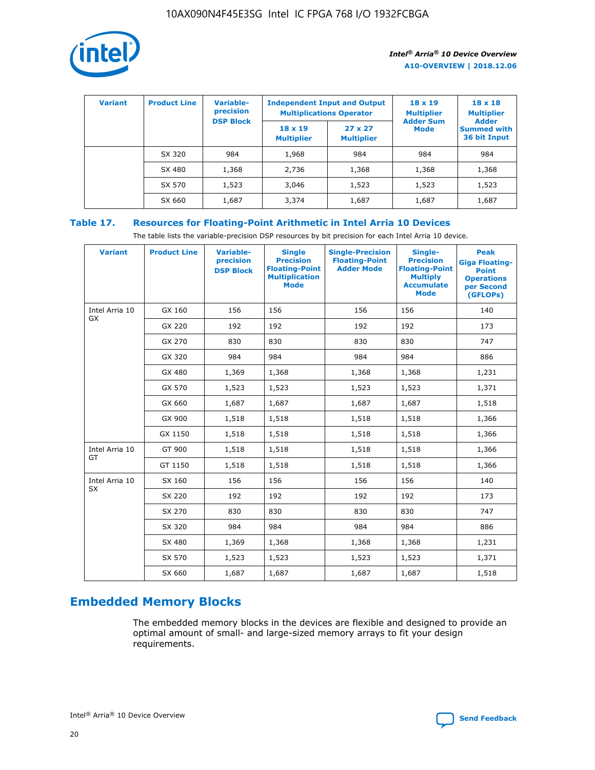| Variant | Product Line | Variable-precision DSP Block | Independent Input and Output Multiplications Operator | | 18 x 19 Multiplier Adder Sum Mode | 18 x 18 Multiplier Adder Summed with 36 bit Input |
|---|---|---|---|---|---|---|
| | | | 18 x 19 Multiplier | 27 x 27 Multiplier | | |
| | SX 320 | 984 | 1,968 | 984 | 984 | 984 |
| | SX 480 | 1,368 | 2,736 | 1,368 | 1,368 | 1,368 |
| | SX 570 | 1,523 | 3,046 | 1,523 | 1,523 | 1,523 |
| | SX 660 | 1,687 | 3,374 | 1,687 | 1,687 | 1,687 |

**Table 17. Resources for Floating-Point Arithmetic in Intel Arria 10 Devices**

The table lists the variable-precision DSP resources by bit precision for each Intel Arria 10 device.

| Variant | Product Line | Variable-precision DSP Block | Single Precision Floating-Point Multiplication Mode | Single-Precision Floating-Point Adder Mode | Single-Precision Floating-Point Multiply Accumulate Mode | Peak Giga Floating-Point Operations per Second (GFLOPs) |
|---|---|---|---|---|---|---|
| Intel Arria 10 GX | GX 160 | 156 | 156 | 156 | 156 | 140 |
| | GX 220 | 192 | 192 | 192 | 192 | 173 |
| | GX 270 | 830 | 830 | 830 | 830 | 747 |
| | GX 320 | 984 | 984 | 984 | 984 | 886 |
| | GX 480 | 1,369 | 1,368 | 1,368 | 1,368 | 1,231 |
| | GX 570 | 1,523 | 1,523 | 1,523 | 1,523 | 1,371 |
| | GX 660 | 1,687 | 1,687 | 1,687 | 1,687 | 1,518 |
| | GX 900 | 1,518 | 1,518 | 1,518 | 1,518 | 1,366 |
| | GX 1150 | 1,518 | 1,518 | 1,518 | 1,518 | 1,366 |
| Intel Arria 10 GT | GT 900 | 1,518 | 1,518 | 1,518 | 1,518 | 1,366 |
| | GT 1150 | 1,518 | 1,518 | 1,518 | 1,518 | 1,366 |
| Intel Arria 10 SX | SX 160 | 156 | 156 | 156 | 156 | 140 |
| | SX 220 | 192 | 192 | 192 | 192 | 173 |
| | SX 270 | 830 | 830 | 830 | 830 | 747 |
| | SX 320 | 984 | 984 | 984 | 984 | 886 |
| | SX 480 | 1,369 | 1,368 | 1,368 | 1,368 | 1,231 |
| | SX 570 | 1,523 | 1,523 | 1,523 | 1,523 | 1,371 |
| | SX 660 | 1,687 | 1,687 | 1,687 | 1,687 | 1,518 |

## Embedded Memory Blocks

The embedded memory blocks in the devices are flexible and designed to provide an optimal amount of small- and large-sized memory arrays to fit your design requirements.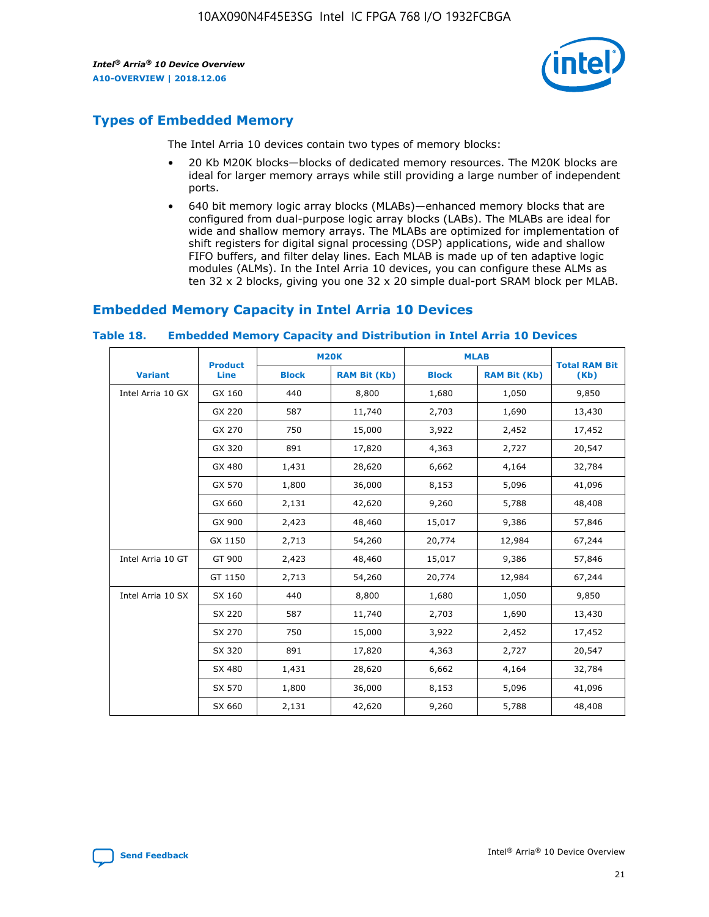## Types of Embedded Memory

The Intel Arria 10 devices contain two types of memory blocks:

- 20 Kb M20K blocks—blocks of dedicated memory resources. The M20K blocks are ideal for larger memory arrays while still providing a large number of independent ports.
- 640 bit memory logic array blocks (MLABs)—enhanced memory blocks that are configured from dual-purpose logic array blocks (LABs). The MLABs are ideal for wide and shallow memory arrays. The MLABs are optimized for implementation of shift registers for digital signal processing (DSP) applications, wide and shallow FIFO buffers, and filter delay lines. Each MLAB is made up of ten adaptive logic modules (ALMs). In the Intel Arria 10 devices, you can configure these ALMs as ten 32 x 2 blocks, giving you one 32 x 20 simple dual-port SRAM block per MLAB.

## Embedded Memory Capacity in Intel Arria 10 Devices

**Table 18. Embedded Memory Capacity and Distribution in Intel Arria 10 Devices**

| Variant | Product Line | M20K | | MLAB | | Total RAM Bit (Kb) |
|---|---|---|---|---|---|---|
| | | Block | RAM Bit (Kb) | Block | RAM Bit (Kb) | |
| Intel Arria 10 GX | GX 160 | 440 | 8,800 | 1,680 | 1,050 | 9,850 |
| | GX 220 | 587 | 11,740 | 2,703 | 1,690 | 13,430 |
| | GX 270 | 750 | 15,000 | 3,922 | 2,452 | 17,452 |
| | GX 320 | 891 | 17,820 | 4,363 | 2,727 | 20,547 |
| | GX 480 | 1,431 | 28,620 | 6,662 | 4,164 | 32,784 |
| | GX 570 | 1,800 | 36,000 | 8,153 | 5,096 | 41,096 |
| | GX 660 | 2,131 | 42,620 | 9,260 | 5,788 | 48,408 |
| | GX 900 | 2,423 | 48,460 | 15,017 | 9,386 | 57,846 |
| | GX 1150 | 2,713 | 54,260 | 20,774 | 12,984 | 67,244 |
| Intel Arria 10 GT | GT 900 | 2,423 | 48,460 | 15,017 | 9,386 | 57,846 |
| | GT 1150 | 2,713 | 54,260 | 20,774 | 12,984 | 67,244 |
| Intel Arria 10 SX | SX 160 | 440 | 8,800 | 1,680 | 1,050 | 9,850 |
| | SX 220 | 587 | 11,740 | 2,703 | 1,690 | 13,430 |
| | SX 270 | 750 | 15,000 | 3,922 | 2,452 | 17,452 |
| | SX 320 | 891 | 17,820 | 4,363 | 2,727 | 20,547 |
| | SX 480 | 1,431 | 28,620 | 6,662 | 4,164 | 32,784 |
| | SX 570 | 1,800 | 36,000 | 8,153 | 5,096 | 41,096 |
| | SX 660 | 2,131 | 42,620 | 9,260 | 5,788 | 48,408 |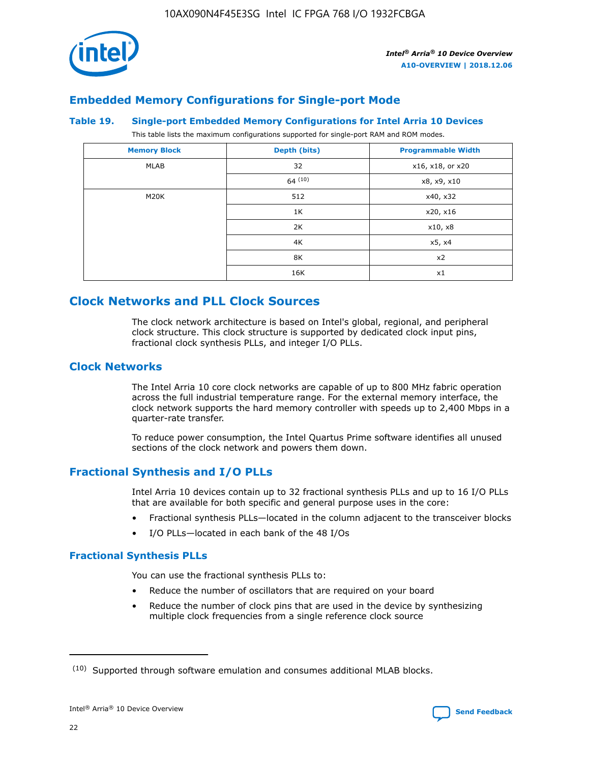## Embedded Memory Configurations for Single-port Mode

**Table 19. Single-port Embedded Memory Configurations for Intel Arria 10 Devices**

This table lists the maximum configurations supported for single-port RAM and ROM modes.

| Memory Block | Depth (bits) | Programmable Width |
|---|---|---|
| MLAB | 32 | x16, x18, or x20 |
| | 64 [10] | x8, x9, x10 |
| M20K | 512 | x40, x32 |
| | 1K | x20, x16 |
| | 2K | x10, x8 |
| | 4K | x5, x4 |
| | 8K | x2 |
| | 16K | x1 |

# Clock Networks and PLL Clock Sources

The clock network architecture is based on Intel's global, regional, and peripheral clock structure. This clock structure is supported by dedicated clock input pins, fractional clock synthesis PLLs, and integer I/O PLLs.

## Clock Networks

The Intel Arria 10 core clock networks are capable of up to 800 MHz fabric operation across the full industrial temperature range. For the external memory interface, the clock network supports the hard memory controller with speeds up to 2,400 Mbps in a quarter-rate transfer.

To reduce power consumption, the Intel Quartus Prime software identifies all unused sections of the clock network and powers them down.

## Fractional Synthesis and I/O PLLs

Intel Arria 10 devices contain up to 32 fractional synthesis PLLs and up to 16 I/O PLLs that are available for both specific and general purpose uses in the core:

- Fractional synthesis PLLs—located in the column adjacent to the transceiver blocks
- I/O PLLs—located in each bank of the 48 I/Os

### Fractional Synthesis PLLs

You can use the fractional synthesis PLLs to:

- Reduce the number of oscillators that are required on your board
- Reduce the number of clock pins that are used in the device by synthesizing multiple clock frequencies from a single reference clock source

---

[10] Supported through software emulation and consumes additional MLAB blocks.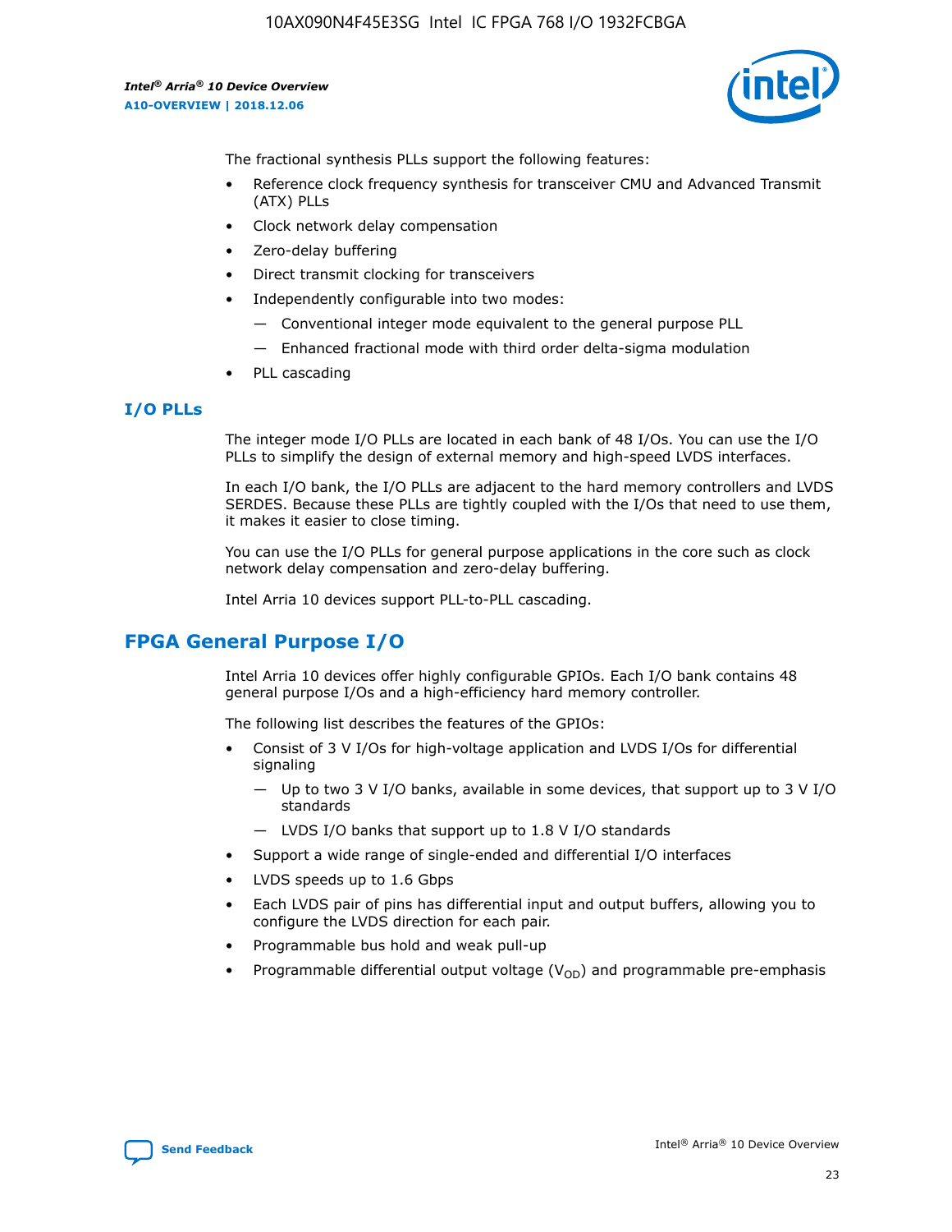The fractional synthesis PLLs support the following features:

- Reference clock frequency synthesis for transceiver CMU and Advanced Transmit (ATX) PLLs
- Clock network delay compensation
- Zero-delay buffering
- Direct transmit clocking for transceivers
- Independently configurable into two modes:
  - — Conventional integer mode equivalent to the general purpose PLL
  - — Enhanced fractional mode with third order delta-sigma modulation
- PLL cascading

### I/O PLLs

The integer mode I/O PLLs are located in each bank of 48 I/Os. You can use the I/O PLLs to simplify the design of external memory and high-speed LVDS interfaces.

In each I/O bank, the I/O PLLs are adjacent to the hard memory controllers and LVDS SERDES. Because these PLLs are tightly coupled with the I/Os that need to use them, it makes it easier to close timing.

You can use the I/O PLLs for general purpose applications in the core such as clock network delay compensation and zero-delay buffering.

Intel Arria 10 devices support PLL-to-PLL cascading.

## FPGA General Purpose I/O

Intel Arria 10 devices offer highly configurable GPIOs. Each I/O bank contains 48 general purpose I/Os and a high-efficiency hard memory controller.

The following list describes the features of the GPIOs:

- Consist of 3 V I/Os for high-voltage application and LVDS I/Os for differential signaling
  - — Up to two 3 V I/O banks, available in some devices, that support up to 3 V I/O standards
  - — LVDS I/O banks that support up to 1.8 V I/O standards
- Support a wide range of single-ended and differential I/O interfaces
- LVDS speeds up to 1.6 Gbps
- Each LVDS pair of pins has differential input and output buffers, allowing you to configure the LVDS direction for each pair.
- Programmable bus hold and weak pull-up
- Programmable differential output voltage ($V_{OD}$) and programmable pre-emphasis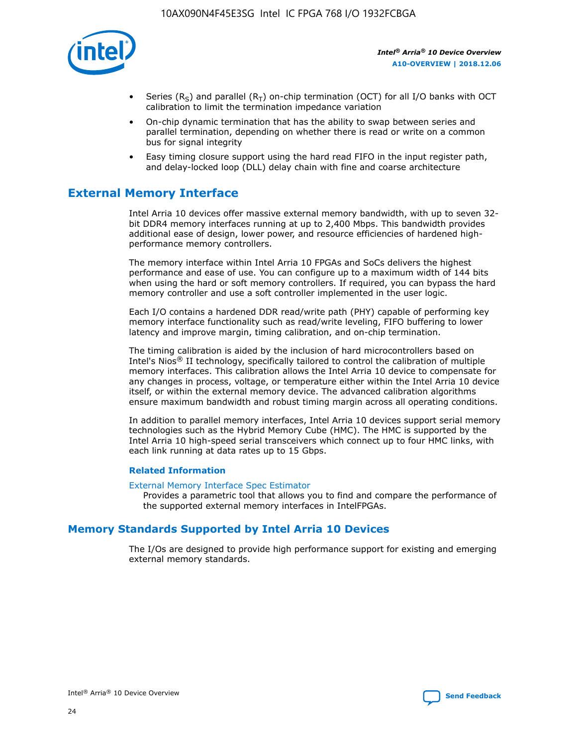- Series ($R_S$) and parallel ($R_T$) on-chip termination (OCT) for all I/O banks with OCT calibration to limit the termination impedance variation
- On-chip dynamic termination that has the ability to swap between series and parallel termination, depending on whether there is read or write on a common bus for signal integrity
- Easy timing closure support using the hard read FIFO in the input register path, and delay-locked loop (DLL) delay chain with fine and coarse architecture

## External Memory Interface

Intel Arria 10 devices offer massive external memory bandwidth, with up to seven 32-bit DDR4 memory interfaces running at up to 2,400 Mbps. This bandwidth provides additional ease of design, lower power, and resource efficiencies of hardened high-performance memory controllers.

The memory interface within Intel Arria 10 FPGAs and SoCs delivers the highest performance and ease of use. You can configure up to a maximum width of 144 bits when using the hard or soft memory controllers. If required, you can bypass the hard memory controller and use a soft controller implemented in the user logic.

Each I/O contains a hardened DDR read/write path (PHY) capable of performing key memory interface functionality such as read/write leveling, FIFO buffering to lower latency and improve margin, timing calibration, and on-chip termination.

The timing calibration is aided by the inclusion of hard microcontrollers based on Intel's Nios® II technology, specifically tailored to control the calibration of multiple memory interfaces. This calibration allows the Intel Arria 10 device to compensate for any changes in process, voltage, or temperature either within the Intel Arria 10 device itself, or within the external memory device. The advanced calibration algorithms ensure maximum bandwidth and robust timing margin across all operating conditions.

In addition to parallel memory interfaces, Intel Arria 10 devices support serial memory technologies such as the Hybrid Memory Cube (HMC). The HMC is supported by the Intel Arria 10 high-speed serial transceivers which connect up to four HMC links, with each link running at data rates up to 15 Gbps.

### Related Information

External Memory Interface Spec Estimator
Provides a parametric tool that allows you to find and compare the performance of the supported external memory interfaces in IntelFPGAs.

## Memory Standards Supported by Intel Arria 10 Devices

The I/Os are designed to provide high performance support for existing and emerging external memory standards.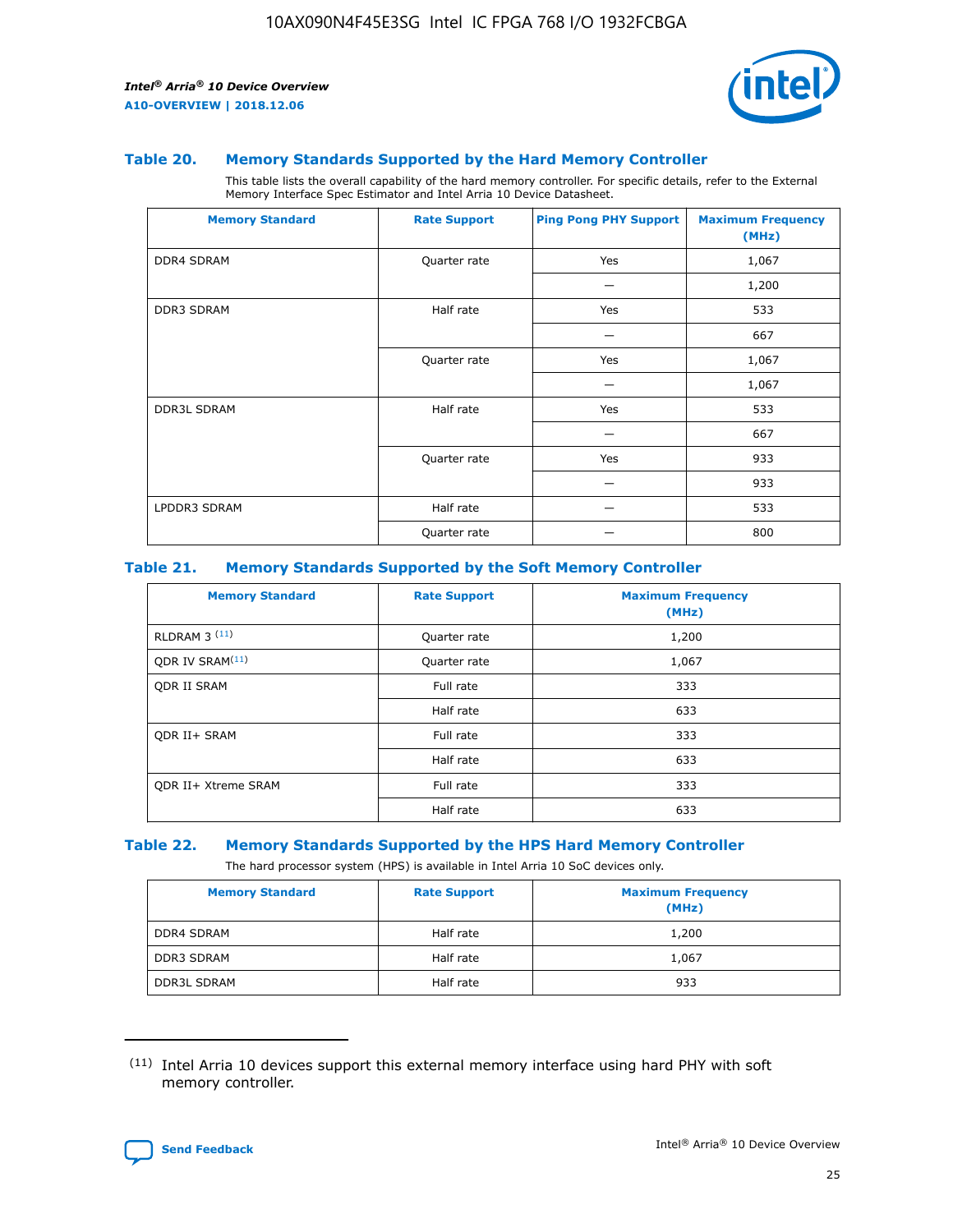### Table 20. Memory Standards Supported by the Hard Memory Controller

This table lists the overall capability of the hard memory controller. For specific details, refer to the External Memory Interface Spec Estimator and Intel Arria 10 Device Datasheet.

| Memory Standard | Rate Support | Ping Pong PHY Support | Maximum Frequency (MHz) |
|---|---|---|---|
| DDR4 SDRAM | Quarter rate | Yes | 1,067 |
| | | — | 1,200 |
| DDR3 SDRAM | Half rate | Yes | 533 |
| | | — | 667 |
| | Quarter rate | Yes | 1,067 |
| | | — | 1,067 |
| DDR3L SDRAM | Half rate | Yes | 533 |
| | | — | 667 |
| | Quarter rate | Yes | 933 |
| | | — | 933 |
| LPDDR3 SDRAM | Half rate | — | 533 |
| | Quarter rate | — | 800 |

### Table 21. Memory Standards Supported by the Soft Memory Controller

| Memory Standard | Rate Support | Maximum Frequency (MHz) |
|---|---|---|
| RLDRAM 3 [(11)] | Quarter rate | 1,200 |
| QDR IV SRAM[(11)] | Quarter rate | 1,067 |
| QDR II SRAM | Full rate | 333 |
| | Half rate | 633 |
| QDR II+ SRAM | Full rate | 333 |
| | Half rate | 633 |
| QDR II+ Xtreme SRAM | Full rate | 333 |
| | Half rate | 633 |

### Table 22. Memory Standards Supported by the HPS Hard Memory Controller

The hard processor system (HPS) is available in Intel Arria 10 SoC devices only.

| Memory Standard | Rate Support | Maximum Frequency (MHz) |
|---|---|---|
| DDR4 SDRAM | Half rate | 1,200 |
| DDR3 SDRAM | Half rate | 1,067 |
| DDR3L SDRAM | Half rate | 933 |

(11) Intel Arria 10 devices support this external memory interface using hard PHY with soft memory controller.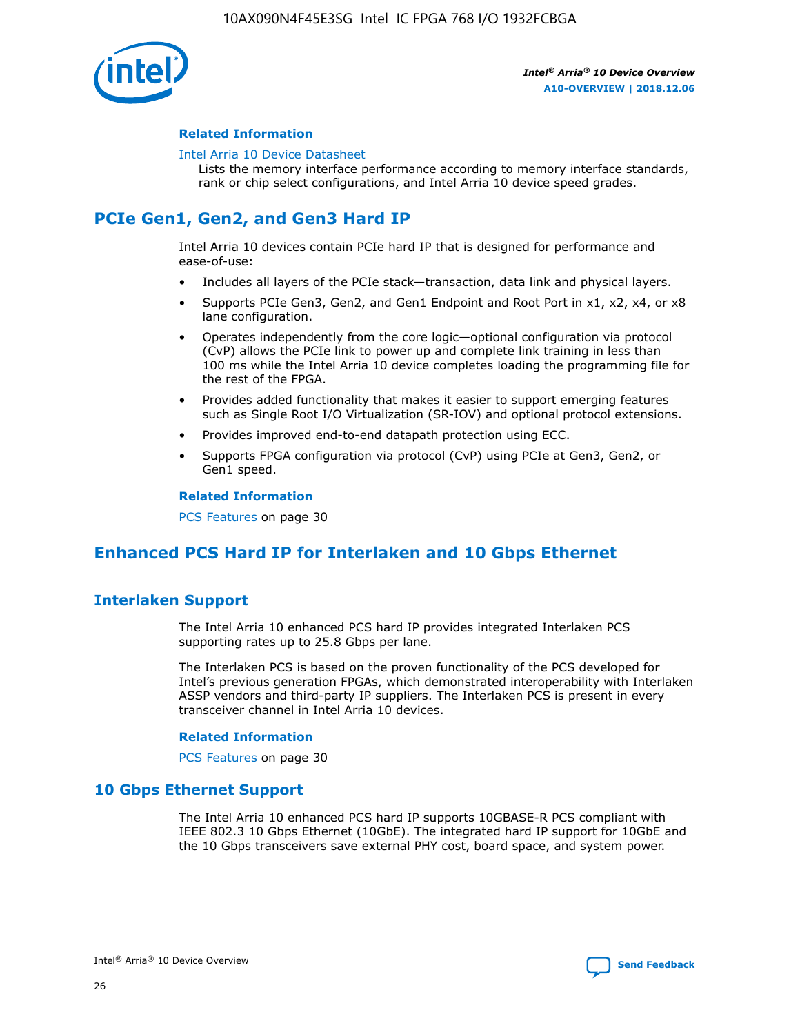#### Related Information

Intel Arria 10 Device Datasheet

Lists the memory interface performance according to memory interface standards, rank or chip select configurations, and Intel Arria 10 device speed grades.

## PCIe Gen1, Gen2, and Gen3 Hard IP

Intel Arria 10 devices contain PCIe hard IP that is designed for performance and ease-of-use:

- Includes all layers of the PCIe stack—transaction, data link and physical layers.
- Supports PCIe Gen3, Gen2, and Gen1 Endpoint and Root Port in x1, x2, x4, or x8 lane configuration.
- Operates independently from the core logic—optional configuration via protocol (CvP) allows the PCIe link to power up and complete link training in less than 100 ms while the Intel Arria 10 device completes loading the programming file for the rest of the FPGA.
- Provides added functionality that makes it easier to support emerging features such as Single Root I/O Virtualization (SR-IOV) and optional protocol extensions.
- Provides improved end-to-end datapath protection using ECC.
- Supports FPGA configuration via protocol (CvP) using PCIe at Gen3, Gen2, or Gen1 speed.

#### Related Information

PCS Features on page 30

## Enhanced PCS Hard IP for Interlaken and 10 Gbps Ethernet

### Interlaken Support

The Intel Arria 10 enhanced PCS hard IP provides integrated Interlaken PCS supporting rates up to 25.8 Gbps per lane.

The Interlaken PCS is based on the proven functionality of the PCS developed for Intel's previous generation FPGAs, which demonstrated interoperability with Interlaken ASSP vendors and third-party IP suppliers. The Interlaken PCS is present in every transceiver channel in Intel Arria 10 devices.

#### Related Information

PCS Features on page 30

### 10 Gbps Ethernet Support

The Intel Arria 10 enhanced PCS hard IP supports 10GBASE-R PCS compliant with IEEE 802.3 10 Gbps Ethernet (10GbE). The integrated hard IP support for 10GbE and the 10 Gbps transceivers save external PHY cost, board space, and system power.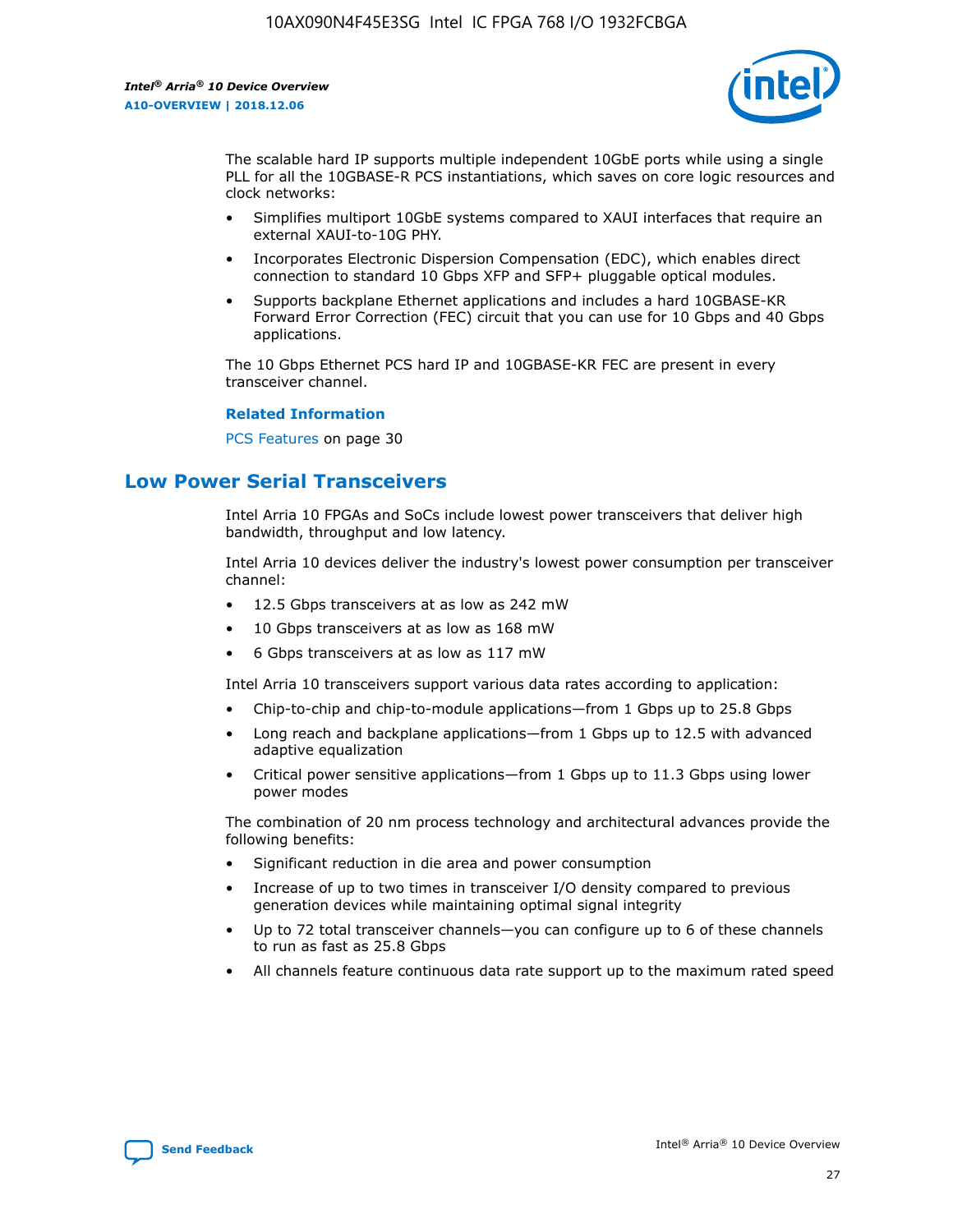The scalable hard IP supports multiple independent 10GbE ports while using a single PLL for all the 10GBASE-R PCS instantiations, which saves on core logic resources and clock networks:

- Simplifies multiport 10GbE systems compared to XAUI interfaces that require an external XAUI-to-10G PHY.
- Incorporates Electronic Dispersion Compensation (EDC), which enables direct connection to standard 10 Gbps XFP and SFP+ pluggable optical modules.
- Supports backplane Ethernet applications and includes a hard 10GBASE-KR Forward Error Correction (FEC) circuit that you can use for 10 Gbps and 40 Gbps applications.

The 10 Gbps Ethernet PCS hard IP and 10GBASE-KR FEC are present in every transceiver channel.

**Related Information**

PCS Features on page 30

## Low Power Serial Transceivers

Intel Arria 10 FPGAs and SoCs include lowest power transceivers that deliver high bandwidth, throughput and low latency.

Intel Arria 10 devices deliver the industry's lowest power consumption per transceiver channel:

- 12.5 Gbps transceivers at as low as 242 mW
- 10 Gbps transceivers at as low as 168 mW
- 6 Gbps transceivers at as low as 117 mW

Intel Arria 10 transceivers support various data rates according to application:

- Chip-to-chip and chip-to-module applications—from 1 Gbps up to 25.8 Gbps
- Long reach and backplane applications—from 1 Gbps up to 12.5 with advanced adaptive equalization
- Critical power sensitive applications—from 1 Gbps up to 11.3 Gbps using lower power modes

The combination of 20 nm process technology and architectural advances provide the following benefits:

- Significant reduction in die area and power consumption
- Increase of up to two times in transceiver I/O density compared to previous generation devices while maintaining optimal signal integrity
- Up to 72 total transceiver channels—you can configure up to 6 of these channels to run as fast as 25.8 Gbps
- All channels feature continuous data rate support up to the maximum rated speed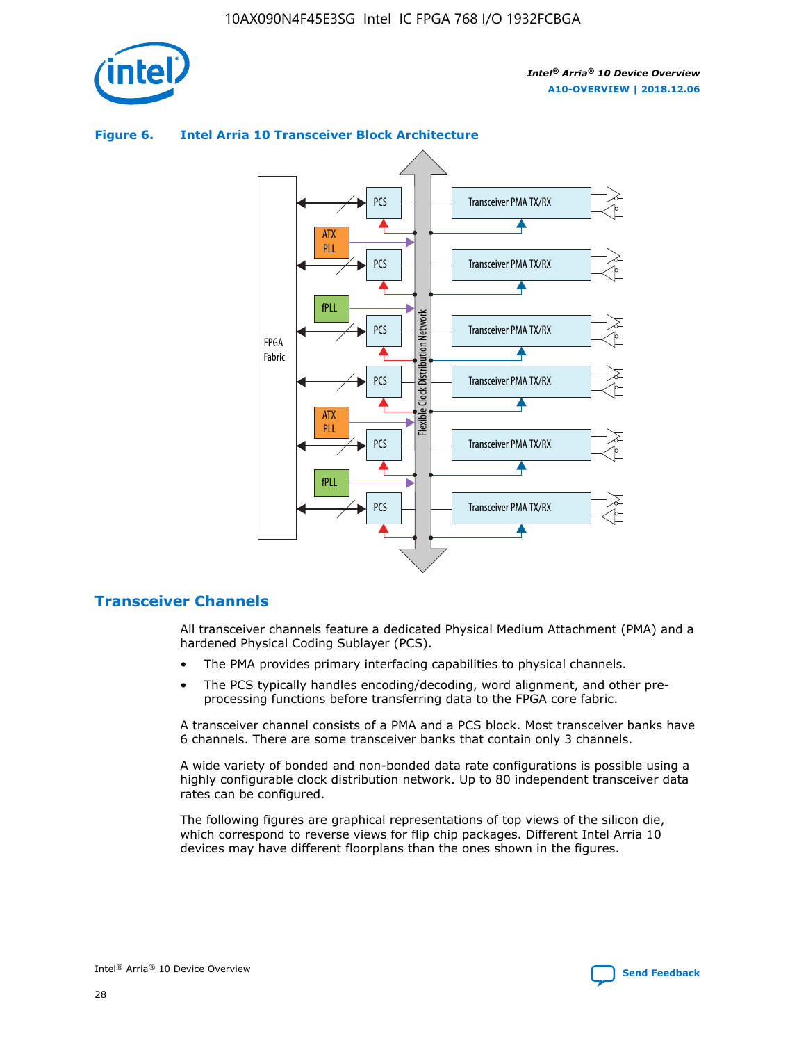**Figure 6. Intel Arria 10 Transceiver Block Architecture**

FPGA Fabric
ATX PLL
fPLL
PCS
Transceiver PMA TX/RX
Flexible Clock Distribution Network

## Transceiver Channels

All transceiver channels feature a dedicated Physical Medium Attachment (PMA) and a hardened Physical Coding Sublayer (PCS).

- The PMA provides primary interfacing capabilities to physical channels.
- The PCS typically handles encoding/decoding, word alignment, and other pre-processing functions before transferring data to the FPGA core fabric.

A transceiver channel consists of a PMA and a PCS block. Most transceiver banks have 6 channels. There are some transceiver banks that contain only 3 channels.

A wide variety of bonded and non-bonded data rate configurations is possible using a highly configurable clock distribution network. Up to 80 independent transceiver data rates can be configured.

The following figures are graphical representations of top views of the silicon die, which correspond to reverse views for flip chip packages. Different Intel Arria 10 devices may have different floorplans than the ones shown in the figures.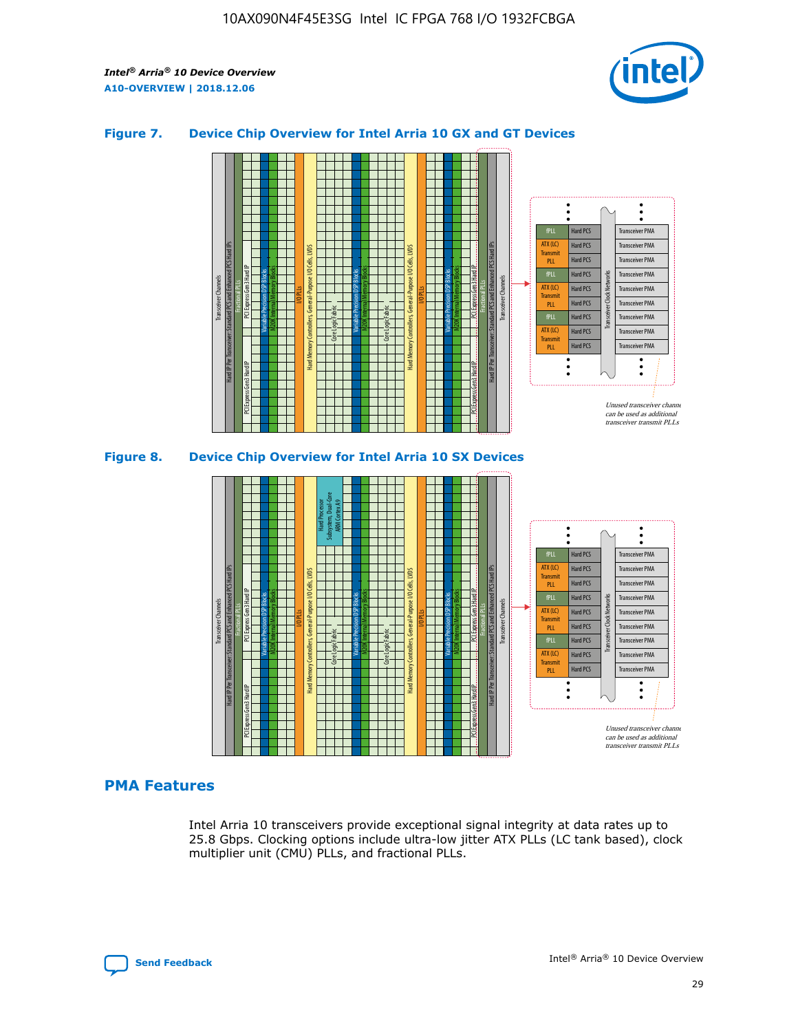### Figure 7. Device Chip Overview for Intel Arria 10 GX and GT Devices

Transceiver Channels
Hard IP Per Transceiver: Standard PCS and Enhanced PCS Hard IPs
Fractional PLLs
PCI Express Gen3 Hard IP
Variable Precision DSP Blocks
M20K Internal Memory Blocks
I/O PLLs
Hard Memory Controllers, General-Purpose I/O Cells, LVDS
Core Logic Fabric

fPLL
ATX (LC) Transmit PLL
Hard PCS
Transceiver Clock Networks
Transceiver PMA

Unused transceiver channels can be used as additional transceiver transmit PLLs

### Figure 8. Device Chip Overview for Intel Arria 10 SX Devices

Hard Processor Subsystem, Dual-Core ARM Cortex A9
Transceiver Channels
Hard IP Per Transceiver: Standard PCS and Enhanced PCS Hard IPs
Fractional PLLs
PCI Express Gen3 Hard IP
Variable Precision DSP Blocks
M20K Internal Memory Blocks
I/O PLLs
Hard Memory Controllers, General-Purpose I/O Cells, LVDS
Core Logic Fabric

fPLL
ATX (LC) Transmit PLL
Hard PCS
Transceiver Clock Networks
Transceiver PMA

Unused transceiver channels can be used as additional transceiver transmit PLLs

## PMA Features

Intel Arria 10 transceivers provide exceptional signal integrity at data rates up to 25.8 Gbps. Clocking options include ultra-low jitter ATX PLLs (LC tank based), clock multiplier unit (CMU) PLLs, and fractional PLLs.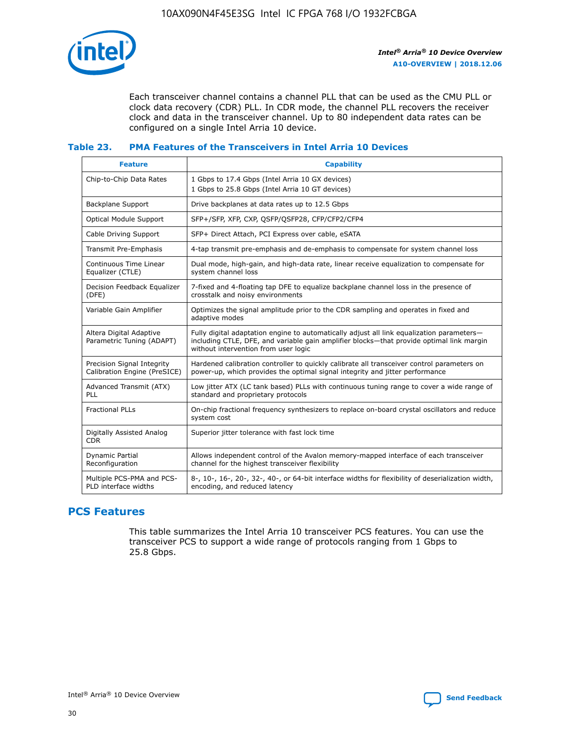Each transceiver channel contains a channel PLL that can be used as the CMU PLL or clock data recovery (CDR) PLL. In CDR mode, the channel PLL recovers the receiver clock and data in the transceiver channel. Up to 80 independent data rates can be configured on a single Intel Arria 10 device.

**Table 23. PMA Features of the Transceivers in Intel Arria 10 Devices**

| Feature | Capability |
| --- | --- |
| Chip-to-Chip Data Rates | 1 Gbps to 17.4 Gbps (Intel Arria 10 GX devices)<br>1 Gbps to 25.8 Gbps (Intel Arria 10 GT devices) |
| Backplane Support | Drive backplanes at data rates up to 12.5 Gbps |
| Optical Module Support | SFP+/SFP, XFP, CXP, QSFP/QSFP28, CFP/CFP2/CFP4 |
| Cable Driving Support | SFP+ Direct Attach, PCI Express over cable, eSATA |
| Transmit Pre-Emphasis | 4-tap transmit pre-emphasis and de-emphasis to compensate for system channel loss |
| Continuous Time Linear Equalizer (CTLE) | Dual mode, high-gain, and high-data rate, linear receive equalization to compensate for system channel loss |
| Decision Feedback Equalizer (DFE) | 7-fixed and 4-floating tap DFE to equalize backplane channel loss in the presence of crosstalk and noisy environments |
| Variable Gain Amplifier | Optimizes the signal amplitude prior to the CDR sampling and operates in fixed and adaptive modes |
| Altera Digital Adaptive Parametric Tuning (ADAPT) | Fully digital adaptation engine to automatically adjust all link equalization parameters—including CTLE, DFE, and variable gain amplifier blocks—that provide optimal link margin without intervention from user logic |
| Precision Signal Integrity Calibration Engine (PreSICE) | Hardened calibration controller to quickly calibrate all transceiver control parameters on power-up, which provides the optimal signal integrity and jitter performance |
| Advanced Transmit (ATX) PLL | Low jitter ATX (LC tank based) PLLs with continuous tuning range to cover a wide range of standard and proprietary protocols |
| Fractional PLLs | On-chip fractional frequency synthesizers to replace on-board crystal oscillators and reduce system cost |
| Digitally Assisted Analog CDR | Superior jitter tolerance with fast lock time |
| Dynamic Partial Reconfiguration | Allows independent control of the Avalon memory-mapped interface of each transceiver channel for the highest transceiver flexibility |
| Multiple PCS-PMA and PCS-PLD interface widths | 8-, 10-, 16-, 20-, 32-, 40-, or 64-bit interface widths for flexibility of deserialization width, encoding, and reduced latency |

## PCS Features

This table summarizes the Intel Arria 10 transceiver PCS features. You can use the transceiver PCS to support a wide range of protocols ranging from 1 Gbps to 25.8 Gbps.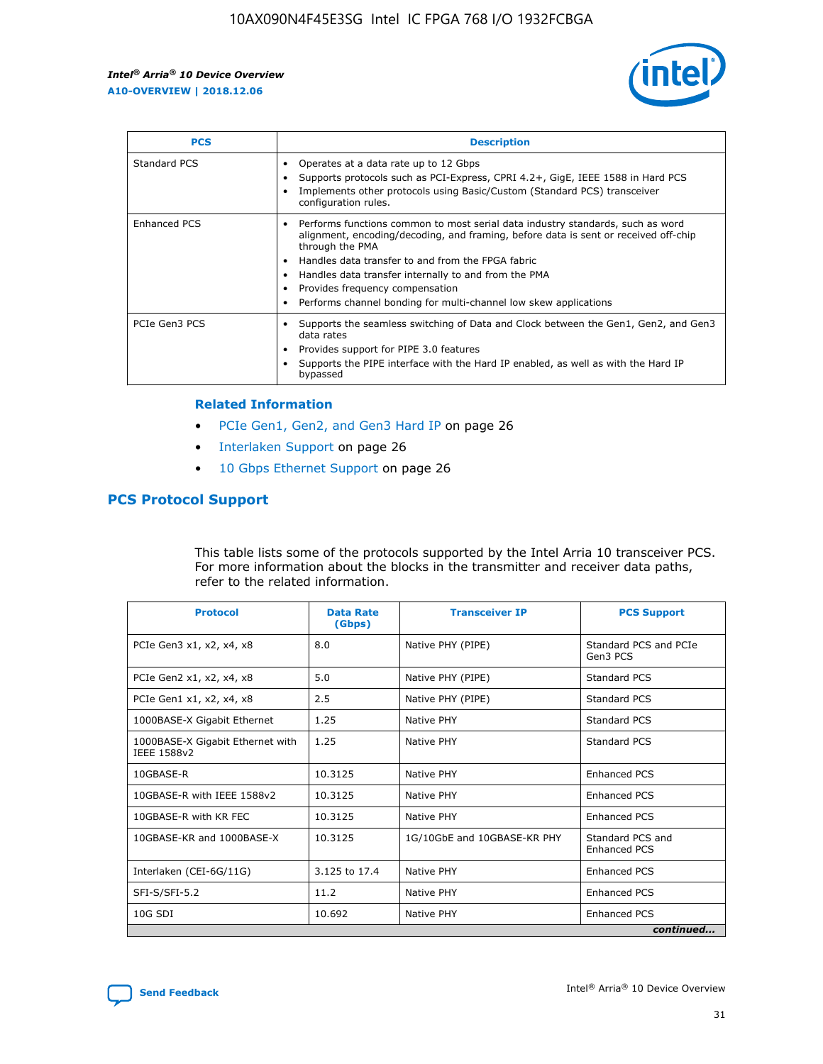| PCS | Description |
| --- | --- |
| Standard PCS | • Operates at a data rate up to 12 Gbps<br>• Supports protocols such as PCI-Express, CPRI 4.2+, GigE, IEEE 1588 in Hard PCS<br>• Implements other protocols using Basic/Custom (Standard PCS) transceiver configuration rules. |
| Enhanced PCS | • Performs functions common to most serial data industry standards, such as word alignment, encoding/decoding, and framing, before data is sent or received off-chip through the PMA<br>• Handles data transfer to and from the FPGA fabric<br>• Handles data transfer internally to and from the PMA<br>• Provides frequency compensation<br>• Performs channel bonding for multi-channel low skew applications |
| PCIe Gen3 PCS | • Supports the seamless switching of Data and Clock between the Gen1, Gen2, and Gen3 data rates<br>• Provides support for PIPE 3.0 features<br>• Supports the PIPE interface with the Hard IP enabled, as well as with the Hard IP bypassed |

### Related Information

- PCIe Gen1, Gen2, and Gen3 Hard IP on page 26
- Interlaken Support on page 26
- 10 Gbps Ethernet Support on page 26

## PCS Protocol Support

This table lists some of the protocols supported by the Intel Arria 10 transceiver PCS. For more information about the blocks in the transmitter and receiver data paths, refer to the related information.

| Protocol | Data Rate (Gbps) | Transceiver IP | PCS Support |
| --- | --- | --- | --- |
| PCIe Gen3 x1, x2, x4, x8 | 8.0 | Native PHY (PIPE) | Standard PCS and PCIe Gen3 PCS |
| PCIe Gen2 x1, x2, x4, x8 | 5.0 | Native PHY (PIPE) | Standard PCS |
| PCIe Gen1 x1, x2, x4, x8 | 2.5 | Native PHY (PIPE) | Standard PCS |
| 1000BASE-X Gigabit Ethernet | 1.25 | Native PHY | Standard PCS |
| 1000BASE-X Gigabit Ethernet with IEEE 1588v2 | 1.25 | Native PHY | Standard PCS |
| 10GBASE-R | 10.3125 | Native PHY | Enhanced PCS |
| 10GBASE-R with IEEE 1588v2 | 10.3125 | Native PHY | Enhanced PCS |
| 10GBASE-R with KR FEC | 10.3125 | Native PHY | Enhanced PCS |
| 10GBASE-KR and 1000BASE-X | 10.3125 | 1G/10GbE and 10GBASE-KR PHY | Standard PCS and Enhanced PCS |
| Interlaken (CEI-6G/11G) | 3.125 to 17.4 | Native PHY | Enhanced PCS |
| SFI-S/SFI-5.2 | 11.2 | Native PHY | Enhanced PCS |
| 10G SDI | 10.692 | Native PHY | Enhanced PCS |

*continued...*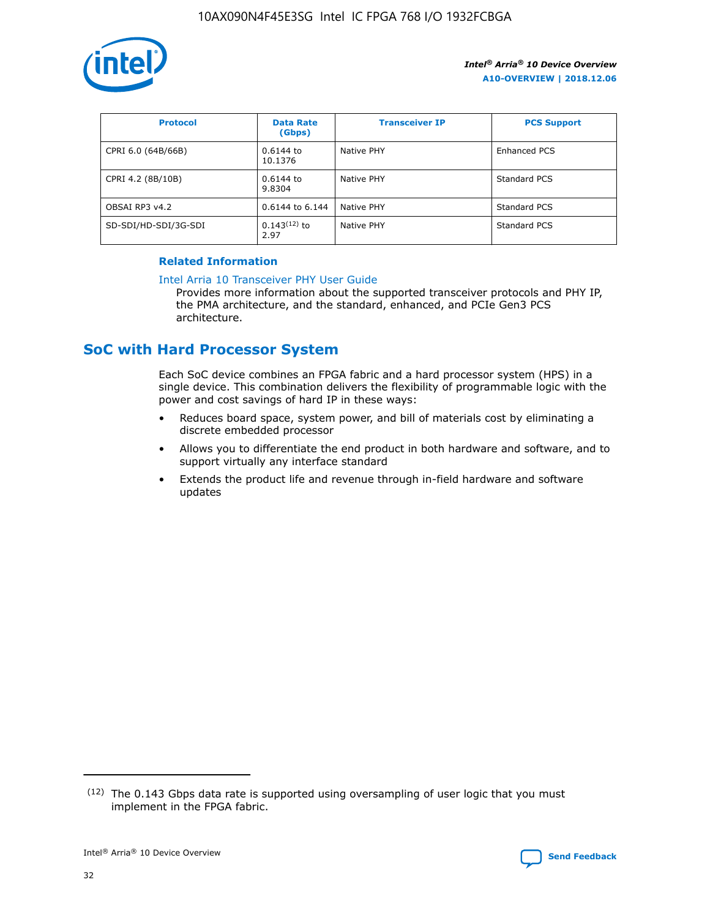| Protocol | Data Rate (Gbps) | Transceiver IP | PCS Support |
| --- | --- | --- | --- |
| CPRI 6.0 (64B/66B) | 0.6144 to 10.1376 | Native PHY | Enhanced PCS |
| CPRI 4.2 (8B/10B) | 0.6144 to 9.8304 | Native PHY | Standard PCS |
| OBSAI RP3 v4.2 | 0.6144 to 6.144 | Native PHY | Standard PCS |
| SD-SDI/HD-SDI/3G-SDI | 0.143[12] to 2.97 | Native PHY | Standard PCS |

**Related Information**

Intel Arria 10 Transceiver PHY User Guide

Provides more information about the supported transceiver protocols and PHY IP, the PMA architecture, and the standard, enhanced, and PCIe Gen3 PCS architecture.

## SoC with Hard Processor System

Each SoC device combines an FPGA fabric and a hard processor system (HPS) in a single device. This combination delivers the flexibility of programmable logic with the power and cost savings of hard IP in these ways:

- Reduces board space, system power, and bill of materials cost by eliminating a discrete embedded processor
- Allows you to differentiate the end product in both hardware and software, and to support virtually any interface standard
- Extends the product life and revenue through in-field hardware and software updates

---

(12) The 0.143 Gbps data rate is supported using oversampling of user logic that you must implement in the FPGA fabric.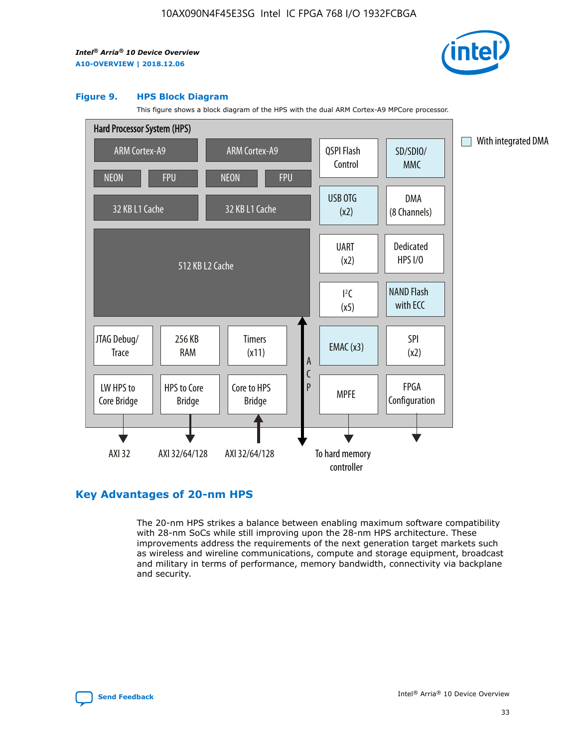**Figure 9. HPS Block Diagram**

This figure shows a block diagram of the HPS with the dual ARM Cortex-A9 MPCore processor.

Hard Processor System (HPS)

ARM Cortex-A9
NEON
FPU
32 KB L1 Cache

ARM Cortex-A9
NEON
FPU
32 KB L1 Cache

512 KB L2 Cache

QSPI Flash Control
SD/SDIO/MMC
USB OTG (x2)
DMA (8 Channels)
UART (x2)
Dedicated HPS I/O
I²C (x5)
NAND Flash with ECC
JTAG Debug/Trace
256 KB RAM
Timers (x11)
EMAC (x3)
SPI (x2)
LW HPS to Core Bridge
HPS to Core Bridge
Core to HPS Bridge
ACP
MPFE
FPGA Configuration

With integrated DMA

AXI 32
AXI 32/64/128
AXI 32/64/128
To hard memory controller

## Key Advantages of 20-nm HPS

The 20-nm HPS strikes a balance between enabling maximum software compatibility with 28-nm SoCs while still improving upon the 28-nm HPS architecture. These improvements address the requirements of the next generation target markets such as wireless and wireline communications, compute and storage equipment, broadcast and military in terms of performance, memory bandwidth, connectivity via backplane and security.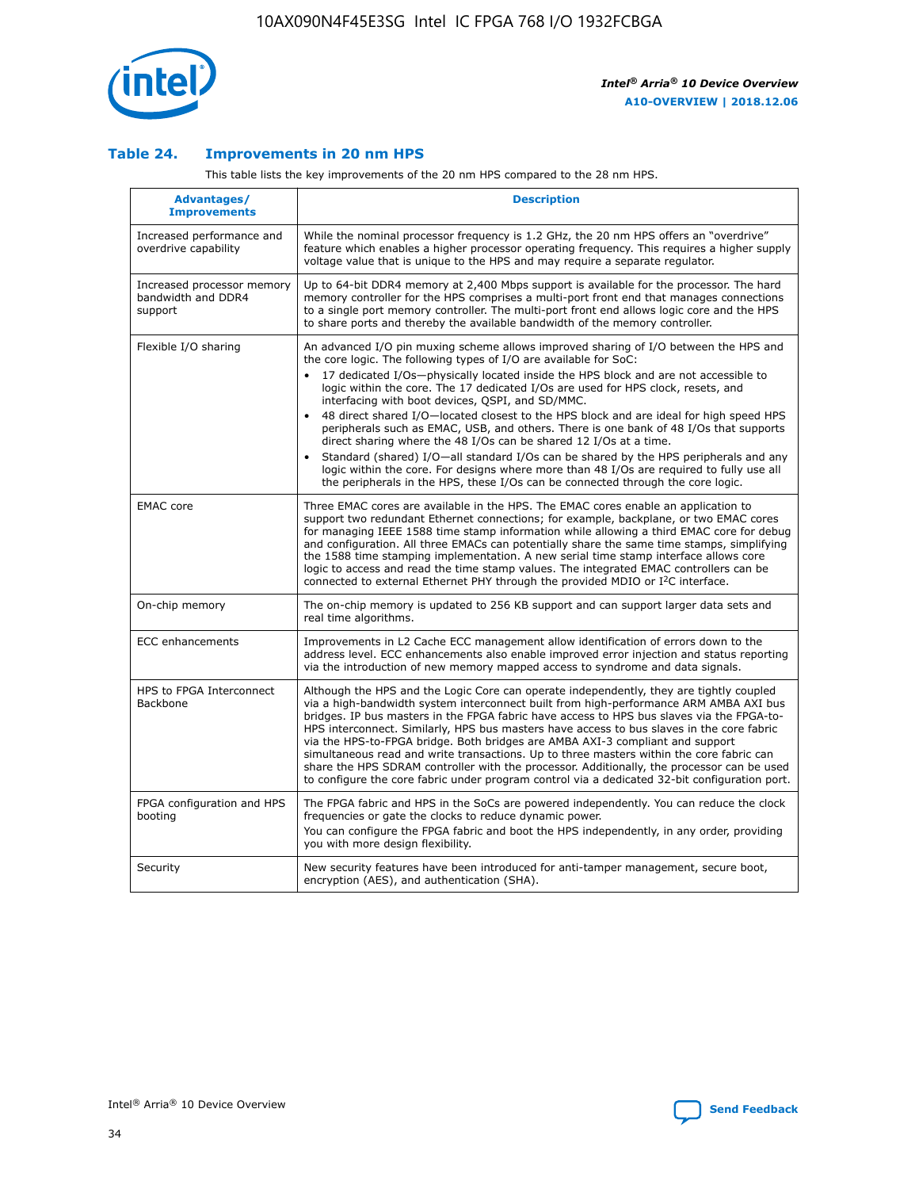### Table 24. Improvements in 20 nm HPS

This table lists the key improvements of the 20 nm HPS compared to the 28 nm HPS.

| Advantages/ Improvements | Description |
|---|---|
| Increased performance and overdrive capability | While the nominal processor frequency is 1.2 GHz, the 20 nm HPS offers an "overdrive" feature which enables a higher processor operating frequency. This requires a higher supply voltage value that is unique to the HPS and may require a separate regulator. |
| Increased processor memory bandwidth and DDR4 support | Up to 64-bit DDR4 memory at 2,400 Mbps support is available for the processor. The hard memory controller for the HPS comprises a multi-port front end that manages connections to a single port memory controller. The multi-port front end allows logic core and the HPS to share ports and thereby the available bandwidth of the memory controller. |
| Flexible I/O sharing | An advanced I/O pin muxing scheme allows improved sharing of I/O between the HPS and the core logic. The following types of I/O are available for SoC:<br>• 17 dedicated I/Os—physically located inside the HPS block and are not accessible to logic within the core. The 17 dedicated I/Os are used for HPS clock, resets, and interfacing with boot devices, QSPI, and SD/MMC.<br>• 48 direct shared I/O—located closest to the HPS block and are ideal for high speed HPS peripherals such as EMAC, USB, and others. There is one bank of 48 I/Os that supports direct sharing where the 48 I/Os can be shared 12 I/Os at a time.<br>• Standard (shared) I/O—all standard I/Os can be shared by the HPS peripherals and any logic within the core. For designs where more than 48 I/Os are required to fully use all the peripherals in the HPS, these I/Os can be connected through the core logic. |
| EMAC core | Three EMAC cores are available in the HPS. The EMAC cores enable an application to support two redundant Ethernet connections; for example, backplane, or two EMAC cores for managing IEEE 1588 time stamp information while allowing a third EMAC core for debug and configuration. All three EMACs can potentially share the same time stamps, simplifying the 1588 time stamping implementation. A new serial time stamp interface allows core logic to access and read the time stamp values. The integrated EMAC controllers can be connected to external Ethernet PHY through the provided MDIO or I²C interface. |
| On-chip memory | The on-chip memory is updated to 256 KB support and can support larger data sets and real time algorithms. |
| ECC enhancements | Improvements in L2 Cache ECC management allow identification of errors down to the address level. ECC enhancements also enable improved error injection and status reporting via the introduction of new memory mapped access to syndrome and data signals. |
| HPS to FPGA Interconnect Backbone | Although the HPS and the Logic Core can operate independently, they are tightly coupled via a high-bandwidth system interconnect built from high-performance ARM AMBA AXI bus bridges. IP bus masters in the FPGA fabric have access to HPS bus slaves via the FPGA-to-HPS interconnect. Similarly, HPS bus masters have access to bus slaves in the core fabric via the HPS-to-FPGA bridge. Both bridges are AMBA AXI-3 compliant and support simultaneous read and write transactions. Up to three masters within the core fabric can share the HPS SDRAM controller with the processor. Additionally, the processor can be used to configure the core fabric under program control via a dedicated 32-bit configuration port. |
| FPGA configuration and HPS booting | The FPGA fabric and HPS in the SoCs are powered independently. You can reduce the clock frequencies or gate the clocks to reduce dynamic power.<br>You can configure the FPGA fabric and boot the HPS independently, in any order, providing you with more design flexibility. |
| Security | New security features have been introduced for anti-tamper management, secure boot, encryption (AES), and authentication (SHA). |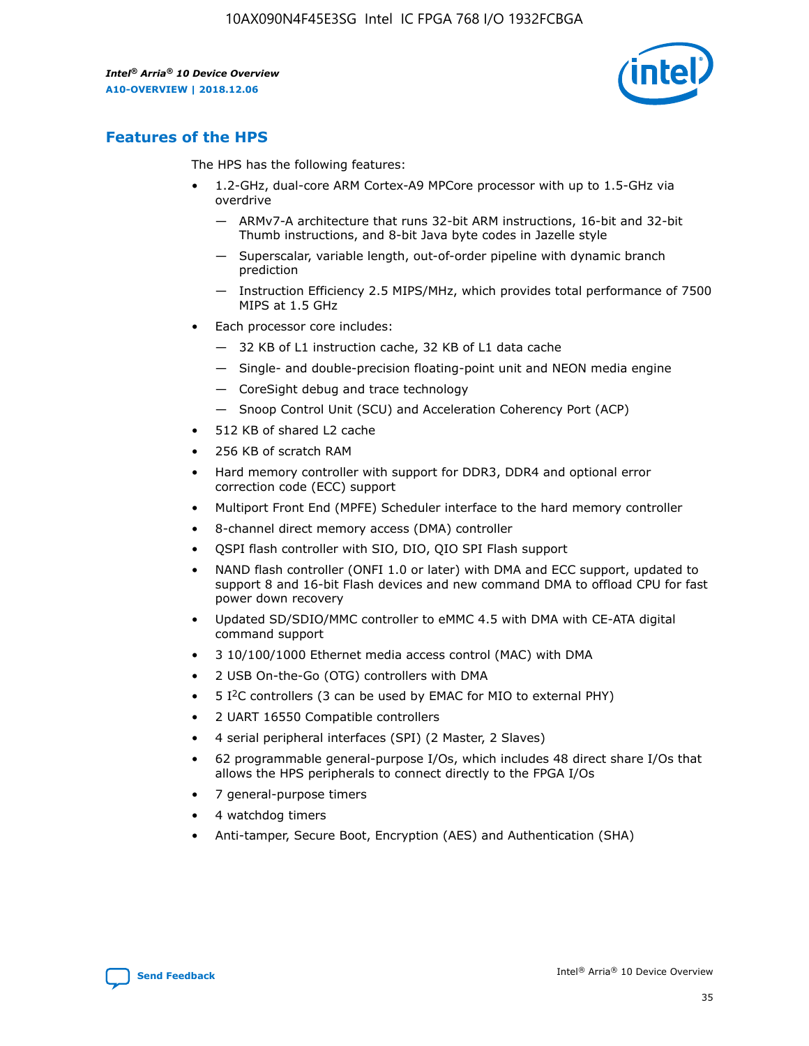## Features of the HPS

The HPS has the following features:

- 1.2-GHz, dual-core ARM Cortex-A9 MPCore processor with up to 1.5-GHz via overdrive
  - — ARMv7-A architecture that runs 32-bit ARM instructions, 16-bit and 32-bit Thumb instructions, and 8-bit Java byte codes in Jazelle style
  - — Superscalar, variable length, out-of-order pipeline with dynamic branch prediction
  - — Instruction Efficiency 2.5 MIPS/MHz, which provides total performance of 7500 MIPS at 1.5 GHz
- Each processor core includes:
  - — 32 KB of L1 instruction cache, 32 KB of L1 data cache
  - — Single- and double-precision floating-point unit and NEON media engine
  - — CoreSight debug and trace technology
  - — Snoop Control Unit (SCU) and Acceleration Coherency Port (ACP)
- 512 KB of shared L2 cache
- 256 KB of scratch RAM
- Hard memory controller with support for DDR3, DDR4 and optional error correction code (ECC) support
- Multiport Front End (MPFE) Scheduler interface to the hard memory controller
- 8-channel direct memory access (DMA) controller
- QSPI flash controller with SIO, DIO, QIO SPI Flash support
- NAND flash controller (ONFI 1.0 or later) with DMA and ECC support, updated to support 8 and 16-bit Flash devices and new command DMA to offload CPU for fast power down recovery
- Updated SD/SDIO/MMC controller to eMMC 4.5 with DMA with CE-ATA digital command support
- 3 10/100/1000 Ethernet media access control (MAC) with DMA
- 2 USB On-the-Go (OTG) controllers with DMA
- 5 I²C controllers (3 can be used by EMAC for MIO to external PHY)
- 2 UART 16550 Compatible controllers
- 4 serial peripheral interfaces (SPI) (2 Master, 2 Slaves)
- 62 programmable general-purpose I/Os, which includes 48 direct share I/Os that allows the HPS peripherals to connect directly to the FPGA I/Os
- 7 general-purpose timers
- 4 watchdog timers
- Anti-tamper, Secure Boot, Encryption (AES) and Authentication (SHA)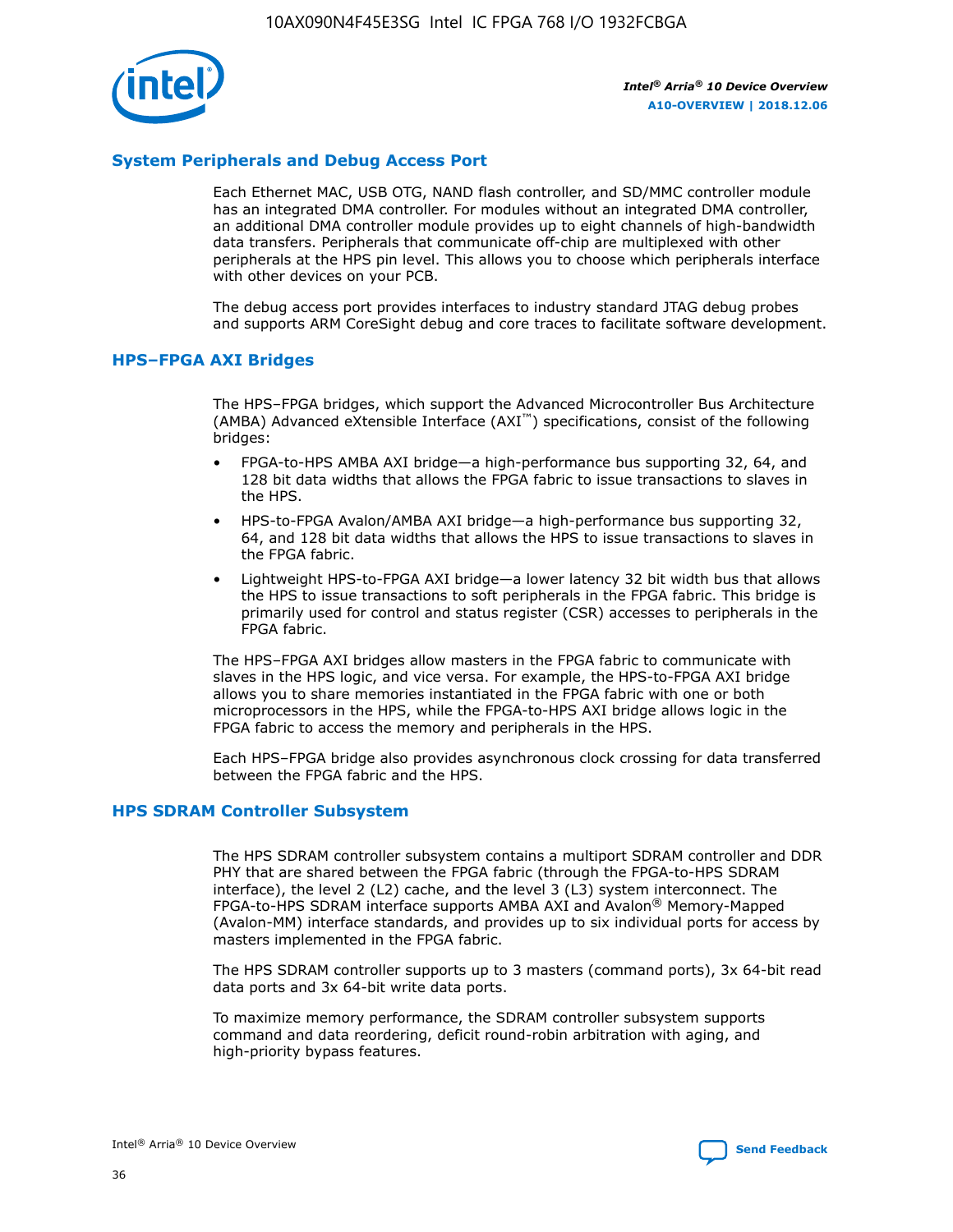## System Peripherals and Debug Access Port

Each Ethernet MAC, USB OTG, NAND flash controller, and SD/MMC controller module has an integrated DMA controller. For modules without an integrated DMA controller, an additional DMA controller module provides up to eight channels of high-bandwidth data transfers. Peripherals that communicate off-chip are multiplexed with other peripherals at the HPS pin level. This allows you to choose which peripherals interface with other devices on your PCB.

The debug access port provides interfaces to industry standard JTAG debug probes and supports ARM CoreSight debug and core traces to facilitate software development.

## HPS–FPGA AXI Bridges

The HPS–FPGA bridges, which support the Advanced Microcontroller Bus Architecture (AMBA) Advanced eXtensible Interface (AXI™) specifications, consist of the following bridges:

- FPGA-to-HPS AMBA AXI bridge—a high-performance bus supporting 32, 64, and 128 bit data widths that allows the FPGA fabric to issue transactions to slaves in the HPS.
- HPS-to-FPGA Avalon/AMBA AXI bridge—a high-performance bus supporting 32, 64, and 128 bit data widths that allows the HPS to issue transactions to slaves in the FPGA fabric.
- Lightweight HPS-to-FPGA AXI bridge—a lower latency 32 bit width bus that allows the HPS to issue transactions to soft peripherals in the FPGA fabric. This bridge is primarily used for control and status register (CSR) accesses to peripherals in the FPGA fabric.

The HPS–FPGA AXI bridges allow masters in the FPGA fabric to communicate with slaves in the HPS logic, and vice versa. For example, the HPS-to-FPGA AXI bridge allows you to share memories instantiated in the FPGA fabric with one or both microprocessors in the HPS, while the FPGA-to-HPS AXI bridge allows logic in the FPGA fabric to access the memory and peripherals in the HPS.

Each HPS–FPGA bridge also provides asynchronous clock crossing for data transferred between the FPGA fabric and the HPS.

## HPS SDRAM Controller Subsystem

The HPS SDRAM controller subsystem contains a multiport SDRAM controller and DDR PHY that are shared between the FPGA fabric (through the FPGA-to-HPS SDRAM interface), the level 2 (L2) cache, and the level 3 (L3) system interconnect. The FPGA-to-HPS SDRAM interface supports AMBA AXI and Avalon® Memory-Mapped (Avalon-MM) interface standards, and provides up to six individual ports for access by masters implemented in the FPGA fabric.

The HPS SDRAM controller supports up to 3 masters (command ports), 3x 64-bit read data ports and 3x 64-bit write data ports.

To maximize memory performance, the SDRAM controller subsystem supports command and data reordering, deficit round-robin arbitration with aging, and high-priority bypass features.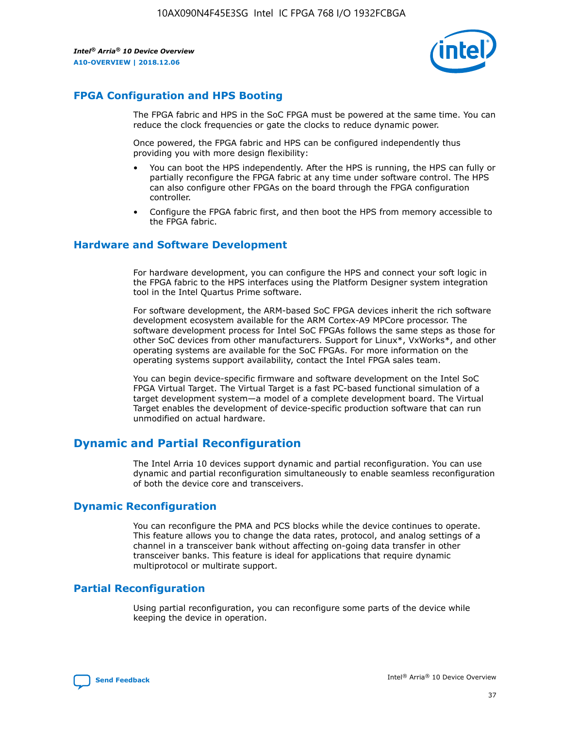## FPGA Configuration and HPS Booting

The FPGA fabric and HPS in the SoC FPGA must be powered at the same time. You can reduce the clock frequencies or gate the clocks to reduce dynamic power.

Once powered, the FPGA fabric and HPS can be configured independently thus providing you with more design flexibility:

- You can boot the HPS independently. After the HPS is running, the HPS can fully or partially reconfigure the FPGA fabric at any time under software control. The HPS can also configure other FPGAs on the board through the FPGA configuration controller.
- Configure the FPGA fabric first, and then boot the HPS from memory accessible to the FPGA fabric.

## Hardware and Software Development

For hardware development, you can configure the HPS and connect your soft logic in the FPGA fabric to the HPS interfaces using the Platform Designer system integration tool in the Intel Quartus Prime software.

For software development, the ARM-based SoC FPGA devices inherit the rich software development ecosystem available for the ARM Cortex-A9 MPCore processor. The software development process for Intel SoC FPGAs follows the same steps as those for other SoC devices from other manufacturers. Support for Linux*, VxWorks*, and other operating systems are available for the SoC FPGAs. For more information on the operating systems support availability, contact the Intel FPGA sales team.

You can begin device-specific firmware and software development on the Intel SoC FPGA Virtual Target. The Virtual Target is a fast PC-based functional simulation of a target development system—a model of a complete development board. The Virtual Target enables the development of device-specific production software that can run unmodified on actual hardware.

## Dynamic and Partial Reconfiguration

The Intel Arria 10 devices support dynamic and partial reconfiguration. You can use dynamic and partial reconfiguration simultaneously to enable seamless reconfiguration of both the device core and transceivers.

## Dynamic Reconfiguration

You can reconfigure the PMA and PCS blocks while the device continues to operate. This feature allows you to change the data rates, protocol, and analog settings of a channel in a transceiver bank without affecting on-going data transfer in other transceiver banks. This feature is ideal for applications that require dynamic multiprotocol or multirate support.

## Partial Reconfiguration

Using partial reconfiguration, you can reconfigure some parts of the device while keeping the device in operation.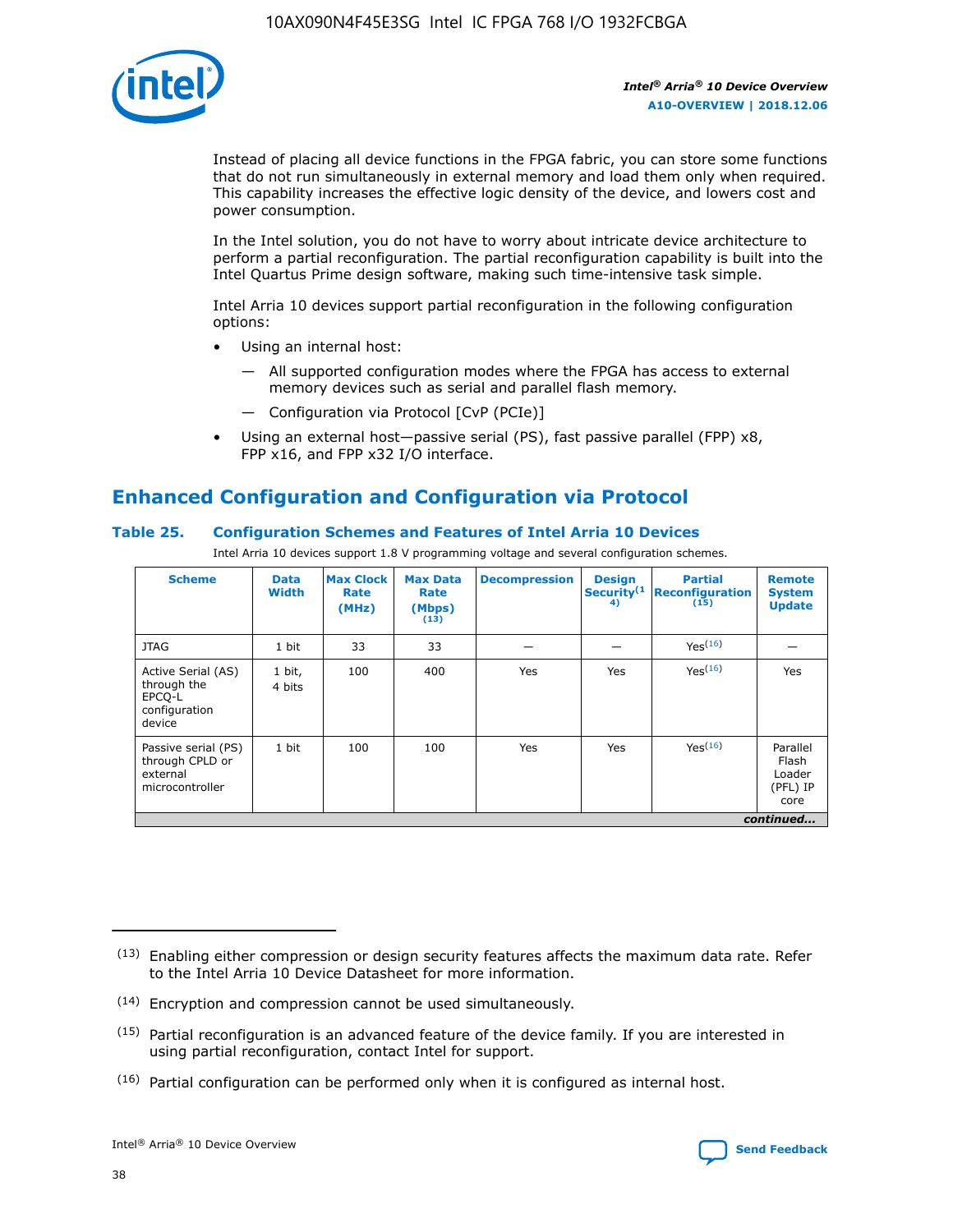Instead of placing all device functions in the FPGA fabric, you can store some functions that do not run simultaneously in external memory and load them only when required. This capability increases the effective logic density of the device, and lowers cost and power consumption.

In the Intel solution, you do not have to worry about intricate device architecture to perform a partial reconfiguration. The partial reconfiguration capability is built into the Intel Quartus Prime design software, making such time-intensive task simple.

Intel Arria 10 devices support partial reconfiguration in the following configuration options:

- Using an internal host:
  - — All supported configuration modes where the FPGA has access to external memory devices such as serial and parallel flash memory.
  - — Configuration via Protocol [CvP (PCIe)]
- Using an external host—passive serial (PS), fast passive parallel (FPP) x8, FPP x16, and FPP x32 I/O interface.

## Enhanced Configuration and Configuration via Protocol

### Table 25. Configuration Schemes and Features of Intel Arria 10 Devices

Intel Arria 10 devices support 1.8 V programming voltage and several configuration schemes.

| Scheme | Data Width | Max Clock Rate (MHz) | Max Data Rate (Mbps) (13) | Decompression | Design Security(14) | Partial Reconfiguration (15) | Remote System Update |
|---|---|---|---|---|---|---|---|
| JTAG | 1 bit | 33 | 33 | — | — | Yes(16) | — |
| Active Serial (AS) through the EPCQ-L configuration device | 1 bit, 4 bits | 100 | 400 | Yes | Yes | Yes(16) | Yes |
| Passive serial (PS) through CPLD or external microcontroller | 1 bit | 100 | 100 | Yes | Yes | Yes(16) | Parallel Flash Loader (PFL) IP core |

*continued...*

(13) Enabling either compression or design security features affects the maximum data rate. Refer to the Intel Arria 10 Device Datasheet for more information.

(14) Encryption and compression cannot be used simultaneously.

(15) Partial reconfiguration is an advanced feature of the device family. If you are interested in using partial reconfiguration, contact Intel for support.

(16) Partial configuration can be performed only when it is configured as internal host.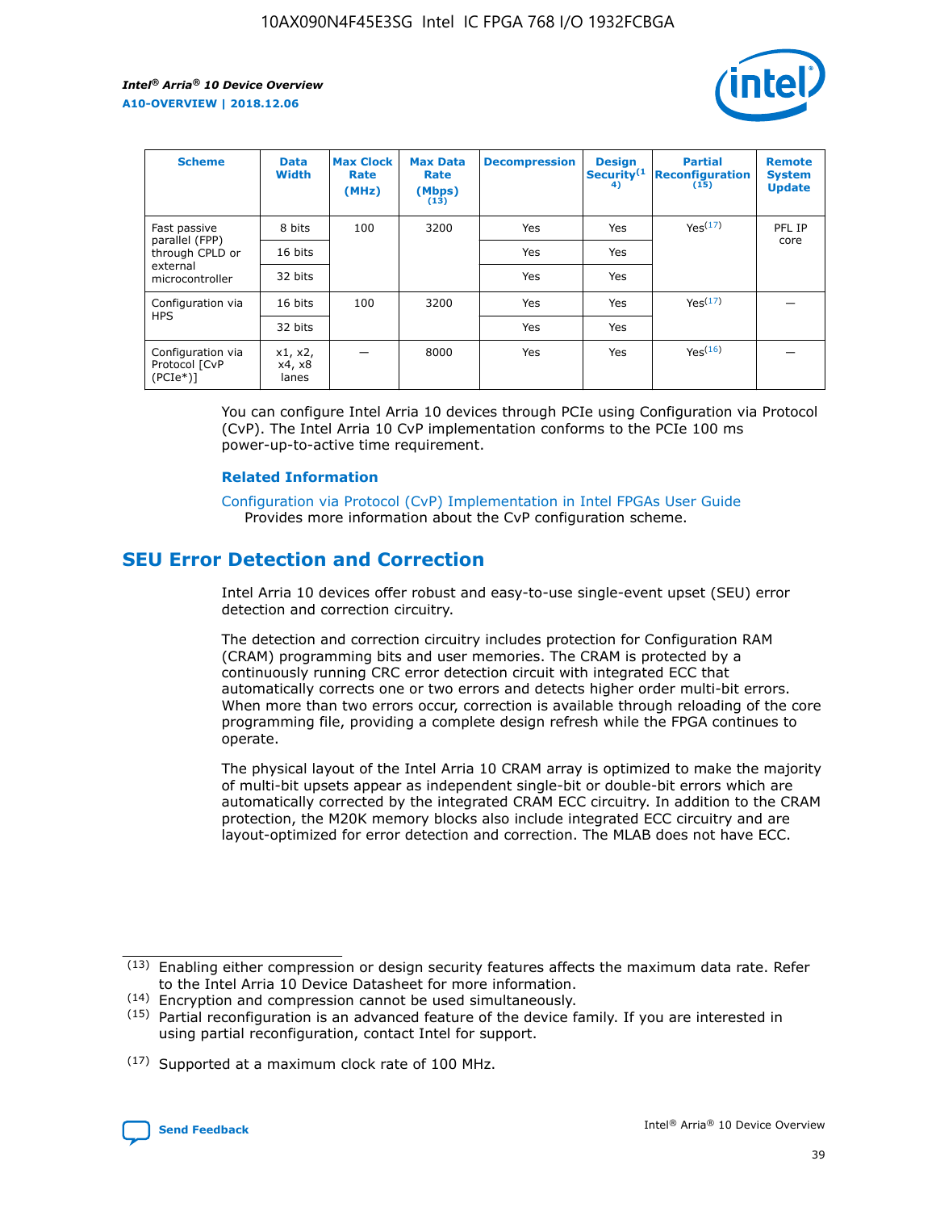| Scheme | Data Width | Max Clock Rate (MHz) | Max Data Rate (Mbps) (13) | Decompression | Design Security(14) | Partial Reconfiguration (15) | Remote System Update |
|---|---|---|---|---|---|---|---|
| Fast passive parallel (FPP) through CPLD or external microcontroller | 8 bits | 100 | 3200 | Yes | Yes | Yes(17) | PFL IP core |
| | 16 bits | | | Yes | Yes | | |
| | 32 bits | | | Yes | Yes | | |
| Configuration via HPS | 16 bits | 100 | 3200 | Yes | Yes | Yes(17) | — |
| | 32 bits | | | Yes | Yes | | |
| Configuration via Protocol [CvP (PCIe*)] | x1, x2, x4, x8 lanes | — | 8000 | Yes | Yes | Yes(16) | — |

You can configure Intel Arria 10 devices through PCIe using Configuration via Protocol (CvP). The Intel Arria 10 CvP implementation conforms to the PCIe 100 ms power-up-to-active time requirement.

### Related Information

Configuration via Protocol (CvP) Implementation in Intel FPGAs User Guide
Provides more information about the CvP configuration scheme.

## SEU Error Detection and Correction

Intel Arria 10 devices offer robust and easy-to-use single-event upset (SEU) error detection and correction circuitry.

The detection and correction circuitry includes protection for Configuration RAM (CRAM) programming bits and user memories. The CRAM is protected by a continuously running CRC error detection circuit with integrated ECC that automatically corrects one or two errors and detects higher order multi-bit errors. When more than two errors occur, correction is available through reloading of the core programming file, providing a complete design refresh while the FPGA continues to operate.

The physical layout of the Intel Arria 10 CRAM array is optimized to make the majority of multi-bit upsets appear as independent single-bit or double-bit errors which are automatically corrected by the integrated CRAM ECC circuitry. In addition to the CRAM protection, the M20K memory blocks also include integrated ECC circuitry and are layout-optimized for error detection and correction. The MLAB does not have ECC.

(13) Enabling either compression or design security features affects the maximum data rate. Refer to the Intel Arria 10 Device Datasheet for more information.

(14) Encryption and compression cannot be used simultaneously.

(15) Partial reconfiguration is an advanced feature of the device family. If you are interested in using partial reconfiguration, contact Intel for support.

(17) Supported at a maximum clock rate of 100 MHz.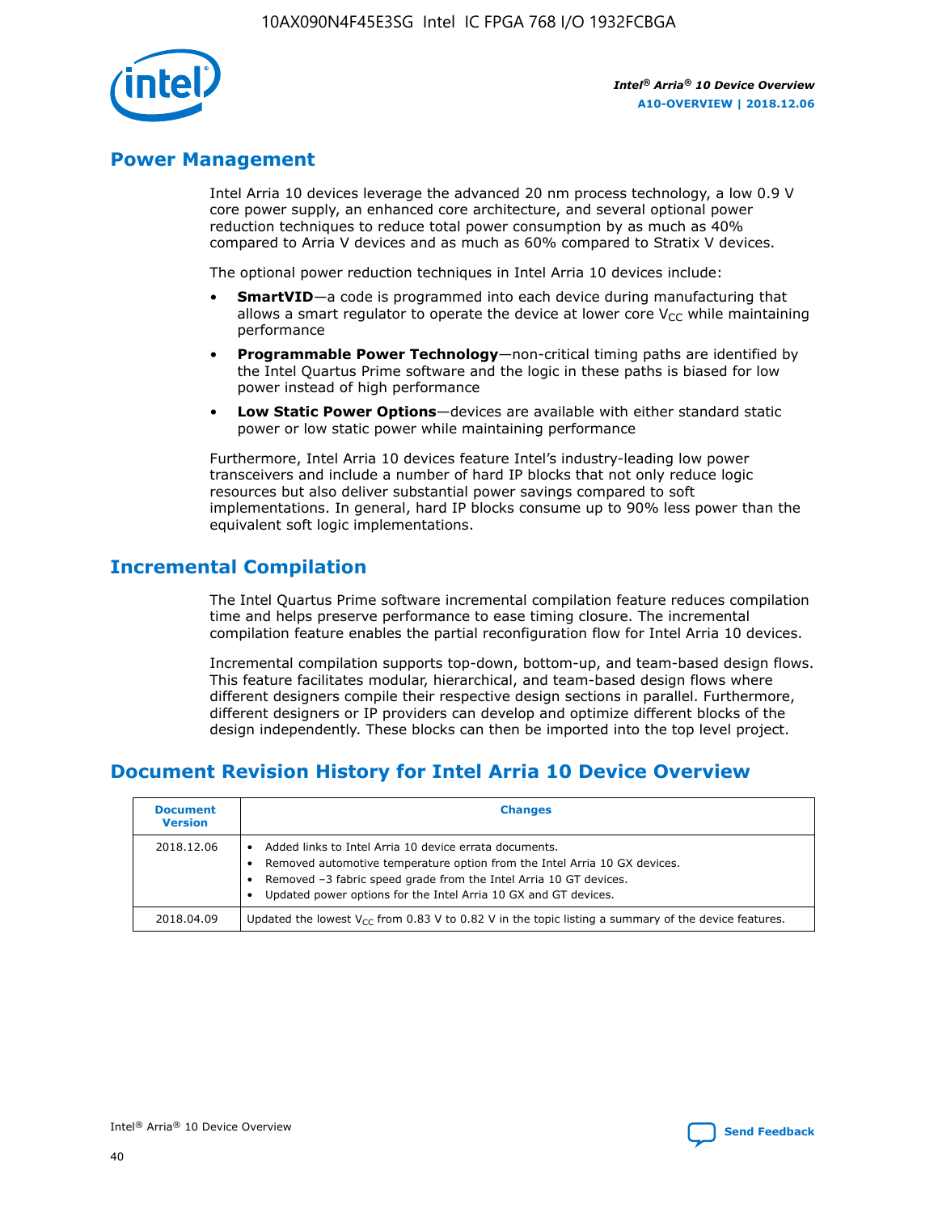## Power Management

Intel Arria 10 devices leverage the advanced 20 nm process technology, a low 0.9 V core power supply, an enhanced core architecture, and several optional power reduction techniques to reduce total power consumption by as much as 40% compared to Arria V devices and as much as 60% compared to Stratix V devices.

The optional power reduction techniques in Intel Arria 10 devices include:

- **SmartVID**—a code is programmed into each device during manufacturing that allows a smart regulator to operate the device at lower core $V_{CC}$ while maintaining performance
- **Programmable Power Technology**—non-critical timing paths are identified by the Intel Quartus Prime software and the logic in these paths is biased for low power instead of high performance
- **Low Static Power Options**—devices are available with either standard static power or low static power while maintaining performance

Furthermore, Intel Arria 10 devices feature Intel's industry-leading low power transceivers and include a number of hard IP blocks that not only reduce logic resources but also deliver substantial power savings compared to soft implementations. In general, hard IP blocks consume up to 90% less power than the equivalent soft logic implementations.

## Incremental Compilation

The Intel Quartus Prime software incremental compilation feature reduces compilation time and helps preserve performance to ease timing closure. The incremental compilation feature enables the partial reconfiguration flow for Intel Arria 10 devices.

Incremental compilation supports top-down, bottom-up, and team-based design flows. This feature facilitates modular, hierarchical, and team-based design flows where different designers compile their respective design sections in parallel. Furthermore, different designers or IP providers can develop and optimize different blocks of the design independently. These blocks can then be imported into the top level project.

## Document Revision History for Intel Arria 10 Device Overview

| Document Version | Changes |
| --- | --- |
| 2018.12.06 | • Added links to Intel Arria 10 device errata documents.<br>• Removed automotive temperature option from the Intel Arria 10 GX devices.<br>• Removed –3 fabric speed grade from the Intel Arria 10 GT devices.<br>• Updated power options for the Intel Arria 10 GX and GT devices. |
| 2018.04.09 | Updated the lowest $V_{CC}$ from 0.83 V to 0.82 V in the topic listing a summary of the device features. |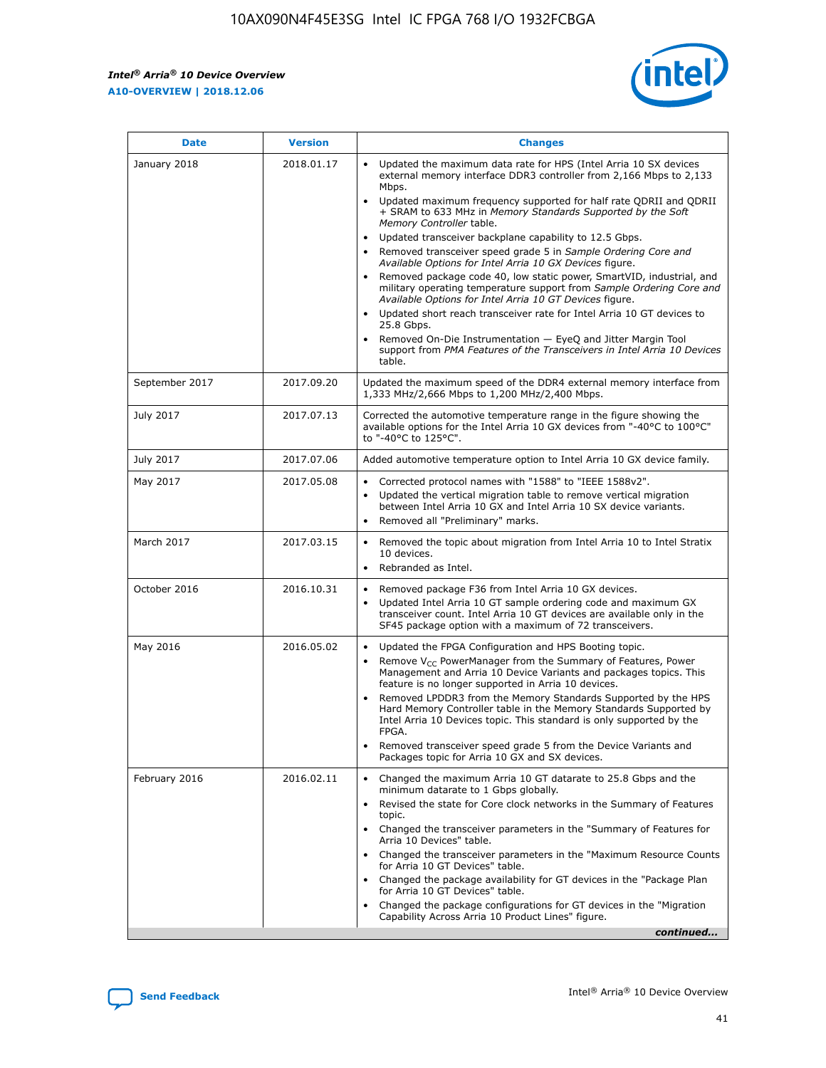| Date | Version | Changes |
| --- | --- | --- |
| January 2018 | 2018.01.17 | • Updated the maximum data rate for HPS (Intel Arria 10 SX devices external memory interface DDR3 controller from 2,166 Mbps to 2,133 Mbps.<br>• Updated maximum frequency supported for half rate QDRII and QDRII + SRAM to 633 MHz in *Memory Standards Supported by the Soft Memory Controller* table.<br>• Updated transceiver backplane capability to 12.5 Gbps.<br>• Removed transceiver speed grade 5 in *Sample Ordering Core and Available Options for Intel Arria 10 GX Devices* figure.<br>• Removed package code 40, low static power, SmartVID, industrial, and military operating temperature support from *Sample Ordering Core and Available Options for Intel Arria 10 GT Devices* figure.<br>• Updated short reach transceiver rate for Intel Arria 10 GT devices to 25.8 Gbps.<br>• Removed On-Die Instrumentation — EyeQ and Jitter Margin Tool support from *PMA Features of the Transceivers in Intel Arria 10 Devices* table. |
| September 2017 | 2017.09.20 | Updated the maximum speed of the DDR4 external memory interface from 1,333 MHz/2,666 Mbps to 1,200 MHz/2,400 Mbps. |
| July 2017 | 2017.07.13 | Corrected the automotive temperature range in the figure showing the available options for the Intel Arria 10 GX devices from "-40°C to 100°C" to "-40°C to 125°C". |
| July 2017 | 2017.07.06 | Added automotive temperature option to Intel Arria 10 GX device family. |
| May 2017 | 2017.05.08 | • Corrected protocol names with "1588" to "IEEE 1588v2".<br>• Updated the vertical migration table to remove vertical migration between Intel Arria 10 GX and Intel Arria 10 SX device variants.<br>• Removed all "Preliminary" marks. |
| March 2017 | 2017.03.15 | • Removed the topic about migration from Intel Arria 10 to Intel Stratix 10 devices.<br>• Rebranded as Intel. |
| October 2016 | 2016.10.31 | • Removed package F36 from Intel Arria 10 GX devices.<br>• Updated Intel Arria 10 GT sample ordering code and maximum GX transceiver count. Intel Arria 10 GT devices are available only in the SF45 package option with a maximum of 72 transceivers. |
| May 2016 | 2016.05.02 | • Updated the FPGA Configuration and HPS Booting topic.<br>• Remove $V_{CC}$ PowerManager from the Summary of Features, Power Management and Arria 10 Device Variants and packages topics. This feature is no longer supported in Arria 10 devices.<br>• Removed LPDDR3 from the Memory Standards Supported by the HPS Hard Memory Controller table in the Memory Standards Supported by Intel Arria 10 Devices topic. This standard is only supported by the FPGA.<br>• Removed transceiver speed grade 5 from the Device Variants and Packages topic for Arria 10 GX and SX devices. |
| February 2016 | 2016.02.11 | • Changed the maximum Arria 10 GT datarate to 25.8 Gbps and the minimum datarate to 1 Gbps globally.<br>• Revised the state for Core clock networks in the Summary of Features topic.<br>• Changed the transceiver parameters in the "Summary of Features for Arria 10 Devices" table.<br>• Changed the transceiver parameters in the "Maximum Resource Counts for Arria 10 GT Devices" table.<br>• Changed the package availability for GT devices in the "Package Plan for Arria 10 GT Devices" table.<br>• Changed the package configurations for GT devices in the "Migration Capability Across Arria 10 Product Lines" figure. |

*continued...*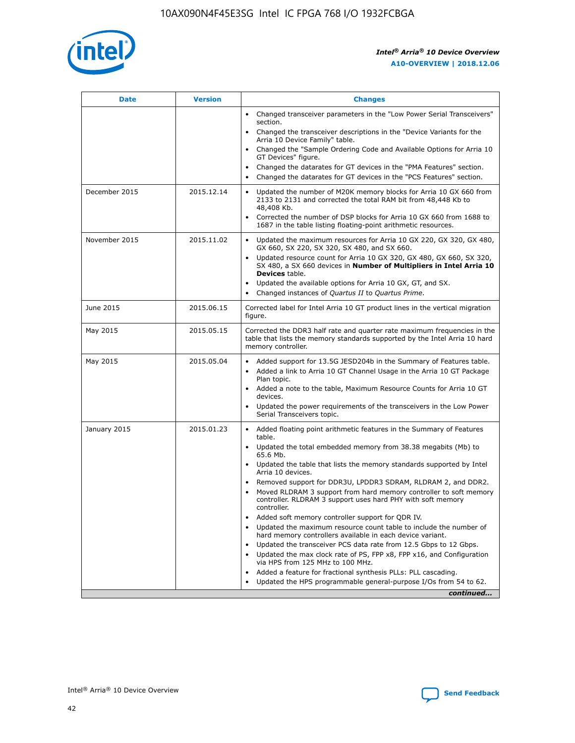| Date | Version | Changes |
| --- | --- | --- |
| | | • Changed transceiver parameters in the "Low Power Serial Transceivers" section.<br>• Changed the transceiver descriptions in the "Device Variants for the Arria 10 Device Family" table.<br>• Changed the "Sample Ordering Code and Available Options for Arria 10 GT Devices" figure.<br>• Changed the datarates for GT devices in the "PMA Features" section.<br>• Changed the datarates for GT devices in the "PCS Features" section. |
| December 2015 | 2015.12.14 | • Updated the number of M20K memory blocks for Arria 10 GX 660 from 2133 to 2131 and corrected the total RAM bit from 48,448 Kb to 48,408 Kb.<br>• Corrected the number of DSP blocks for Arria 10 GX 660 from 1688 to 1687 in the table listing floating-point arithmetic resources. |
| November 2015 | 2015.11.02 | • Updated the maximum resources for Arria 10 GX 220, GX 320, GX 480, GX 660, SX 220, SX 320, SX 480, and SX 660.<br>• Updated resource count for Arria 10 GX 320, GX 480, GX 660, SX 320, SX 480, a SX 660 devices in **Number of Multipliers in Intel Arria 10 Devices** table.<br>• Updated the available options for Arria 10 GX, GT, and SX.<br>• Changed instances of *Quartus II* to *Quartus Prime*. |
| June 2015 | 2015.06.15 | Corrected label for Intel Arria 10 GT product lines in the vertical migration figure. |
| May 2015 | 2015.05.15 | Corrected the DDR3 half rate and quarter rate maximum frequencies in the table that lists the memory standards supported by the Intel Arria 10 hard memory controller. |
| May 2015 | 2015.05.04 | • Added support for 13.5G JESD204b in the Summary of Features table.<br>• Added a link to Arria 10 GT Channel Usage in the Arria 10 GT Package Plan topic.<br>• Added a note to the table, Maximum Resource Counts for Arria 10 GT devices.<br>• Updated the power requirements of the transceivers in the Low Power Serial Transceivers topic. |
| January 2015 | 2015.01.23 | • Added floating point arithmetic features in the Summary of Features table.<br>• Updated the total embedded memory from 38.38 megabits (Mb) to 65.6 Mb.<br>• Updated the table that lists the memory standards supported by Intel Arria 10 devices.<br>• Removed support for DDR3U, LPDDR3 SDRAM, RLDRAM 2, and DDR2.<br>• Moved RLDRAM 3 support from hard memory controller to soft memory controller. RLDRAM 3 support uses hard PHY with soft memory controller.<br>• Added soft memory controller support for QDR IV.<br>• Updated the maximum resource count table to include the number of hard memory controllers available in each device variant.<br>• Updated the transceiver PCS data rate from 12.5 Gbps to 12 Gbps.<br>• Updated the max clock rate of PS, FPP x8, FPP x16, and Configuration via HPS from 125 MHz to 100 MHz.<br>• Added a feature for fractional synthesis PLLs: PLL cascading.<br>• Updated the HPS programmable general-purpose I/Os from 54 to 62. |

*continued...*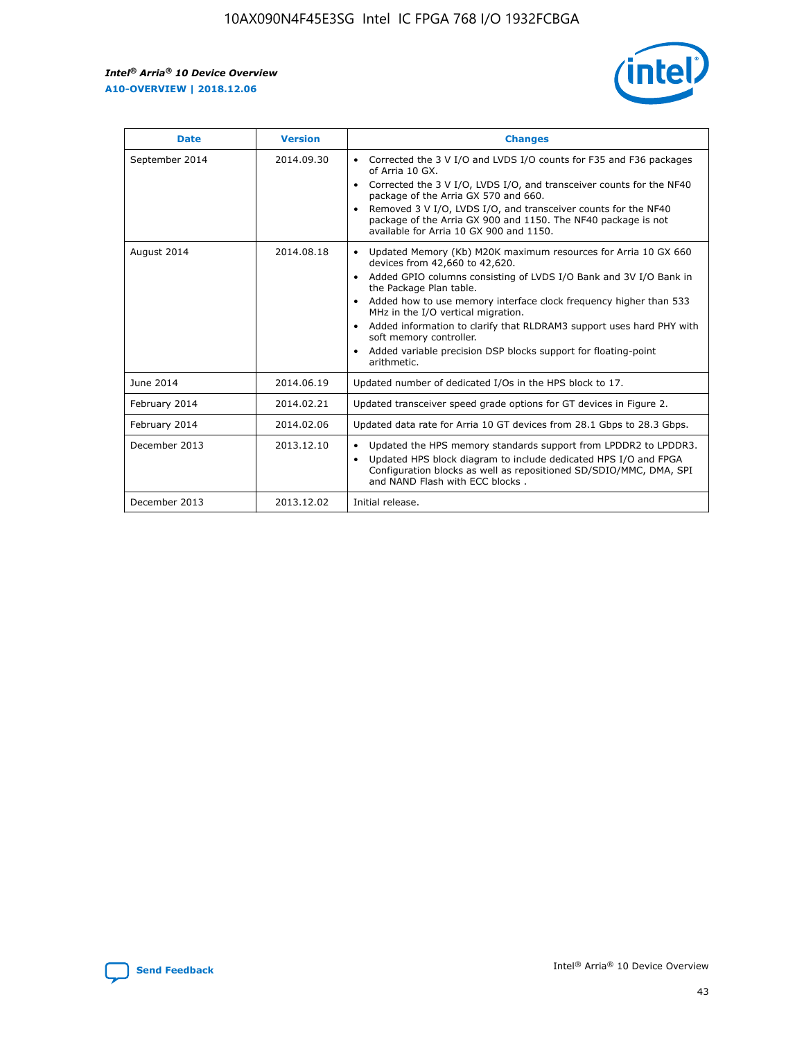| Date | Version | Changes |
| --- | --- | --- |
| September 2014 | 2014.09.30 | • Corrected the 3 V I/O and LVDS I/O counts for F35 and F36 packages of Arria 10 GX.<br>• Corrected the 3 V I/O, LVDS I/O, and transceiver counts for the NF40 package of the Arria GX 570 and 660.<br>• Removed 3 V I/O, LVDS I/O, and transceiver counts for the NF40 package of the Arria GX 900 and 1150. The NF40 package is not available for Arria 10 GX 900 and 1150. |
| August 2014 | 2014.08.18 | • Updated Memory (Kb) M20K maximum resources for Arria 10 GX 660 devices from 42,660 to 42,620.<br>• Added GPIO columns consisting of LVDS I/O Bank and 3V I/O Bank in the Package Plan table.<br>• Added how to use memory interface clock frequency higher than 533 MHz in the I/O vertical migration.<br>• Added information to clarify that RLDRAM3 support uses hard PHY with soft memory controller.<br>• Added variable precision DSP blocks support for floating-point arithmetic. |
| June 2014 | 2014.06.19 | Updated number of dedicated I/Os in the HPS block to 17. |
| February 2014 | 2014.02.21 | Updated transceiver speed grade options for GT devices in Figure 2. |
| February 2014 | 2014.02.06 | Updated data rate for Arria 10 GT devices from 28.1 Gbps to 28.3 Gbps. |
| December 2013 | 2013.12.10 | • Updated the HPS memory standards support from LPDDR2 to LPDDR3.<br>• Updated HPS block diagram to include dedicated HPS I/O and FPGA Configuration blocks as well as repositioned SD/SDIO/MMC, DMA, SPI and NAND Flash with ECC blocks . |
| December 2013 | 2013.12.02 | Initial release. |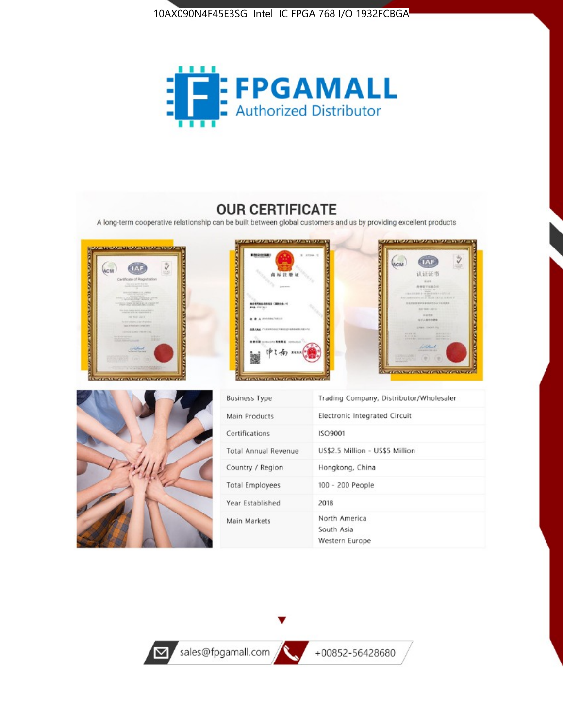FPGAMALL
Authorized Distributor

## OUR CERTIFICATE

A long-term cooperative relationship can be built between global customers and us by providing excellent products

| | |
|---|---|
| Business Type | Trading Company, Distributor/Wholesaler |
| Main Products | Electronic Integrated Circuit |
| Certifications | ISO9001 |
| Total Annual Revenue | US$2.5 Million - US$5 Million |
| Country / Region | Hongkong, China |
| Total Employees | 100 - 200 People |
| Year Established | 2018 |
| Main Markets | North America<br>South Asia<br>Western Europe |

sales@fpgamall.com

+00852-56428680